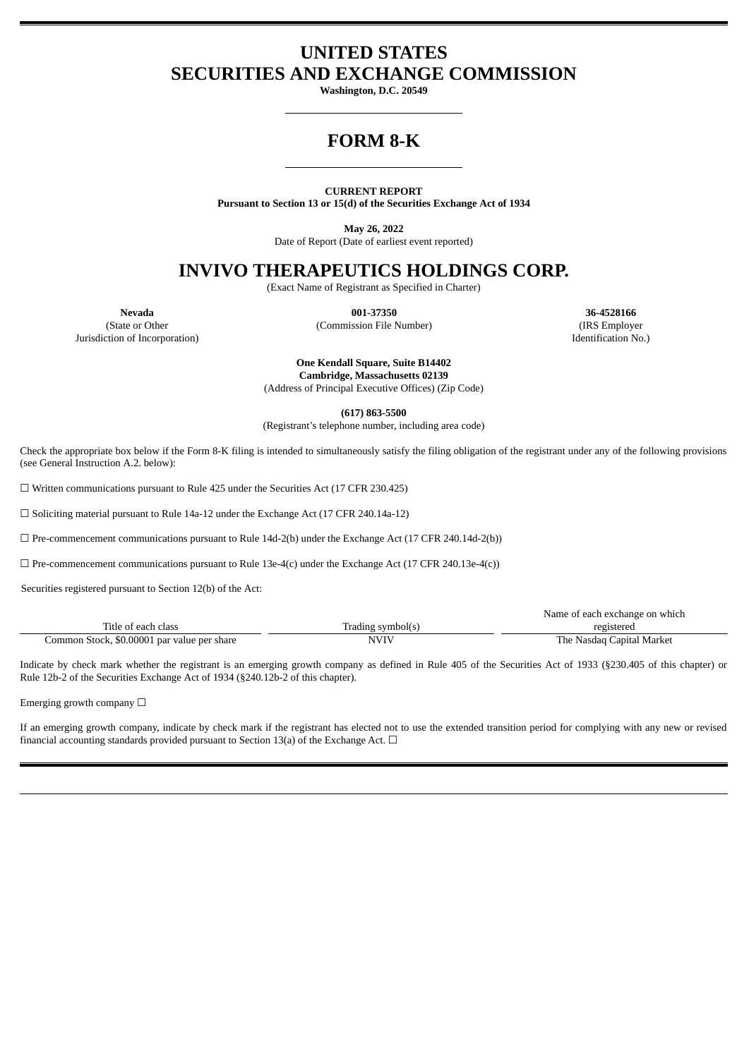# UNITED STATES
# SECURITIES AND EXCHANGE COMMISSION

**Washington, D.C. 20549**

# FORM 8-K

**CURRENT REPORT**
**Pursuant to Section 13 or 15(d) of the Securities Exchange Act of 1934**

**May 26, 2022**
Date of Report (Date of earliest event reported)

# INVIVO THERAPEUTICS HOLDINGS CORP.

(Exact Name of Registrant as Specified in Charter)

| **Nevada** | **001-37350** | **36-4528166** |
|---|---|---|
| (State or Other Jurisdiction of Incorporation) | (Commission File Number) | (IRS Employer Identification No.) |

**One Kendall Square, Suite B14402**
**Cambridge, Massachusetts 02139**
(Address of Principal Executive Offices) (Zip Code)

**(617) 863-5500**
(Registrant's telephone number, including area code)

Check the appropriate box below if the Form 8-K filing is intended to simultaneously satisfy the filing obligation of the registrant under any of the following provisions (see General Instruction A.2. below):

☐ Written communications pursuant to Rule 425 under the Securities Act (17 CFR 230.425)

☐ Soliciting material pursuant to Rule 14a-12 under the Exchange Act (17 CFR 240.14a-12)

☐ Pre-commencement communications pursuant to Rule 14d-2(b) under the Exchange Act (17 CFR 240.14d-2(b))

☐ Pre-commencement communications pursuant to Rule 13e-4(c) under the Exchange Act (17 CFR 240.13e-4(c))

Securities registered pursuant to Section 12(b) of the Act:

| Title of each class | Trading symbol(s) | Name of each exchange on which registered |
|---|---|---|
| Common Stock, $0.00001 par value per share | NVIV | The Nasdaq Capital Market |

Indicate by check mark whether the registrant is an emerging growth company as defined in Rule 405 of the Securities Act of 1933 (§230.405 of this chapter) or Rule 12b-2 of the Securities Exchange Act of 1934 (§240.12b-2 of this chapter).

Emerging growth company ☐

If an emerging growth company, indicate by check mark if the registrant has elected not to use the extended transition period for complying with any new or revised financial accounting standards provided pursuant to Section 13(a) of the Exchange Act. ☐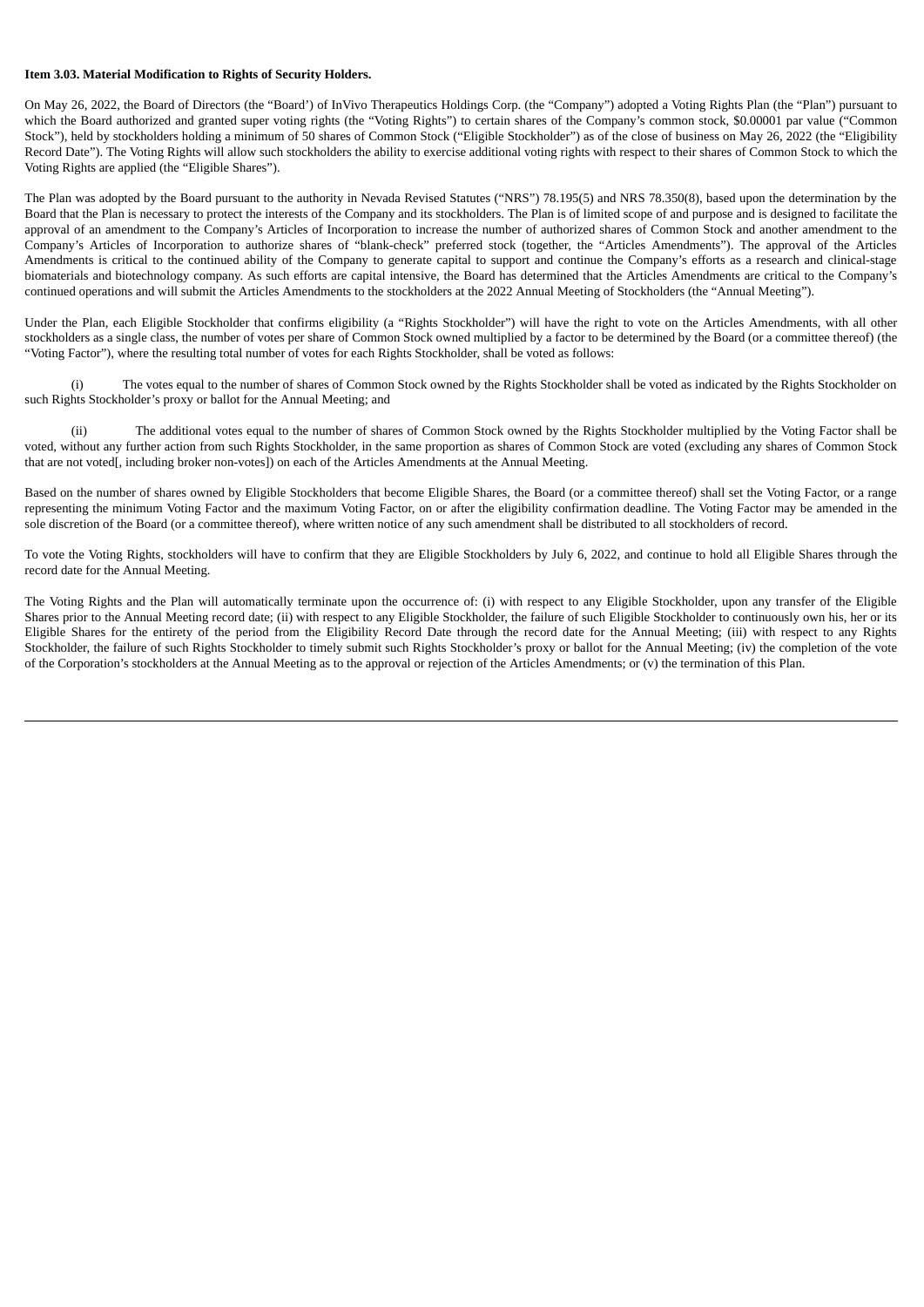**Item 3.03. Material Modification to Rights of Security Holders.**

On May 26, 2022, the Board of Directors (the "Board') of InVivo Therapeutics Holdings Corp. (the "Company") adopted a Voting Rights Plan (the "Plan") pursuant to which the Board authorized and granted super voting rights (the "Voting Rights") to certain shares of the Company's common stock, $0.00001 par value ("Common Stock"), held by stockholders holding a minimum of 50 shares of Common Stock ("Eligible Stockholder") as of the close of business on May 26, 2022 (the "Eligibility Record Date"). The Voting Rights will allow such stockholders the ability to exercise additional voting rights with respect to their shares of Common Stock to which the Voting Rights are applied (the "Eligible Shares").

The Plan was adopted by the Board pursuant to the authority in Nevada Revised Statutes ("NRS") 78.195(5) and NRS 78.350(8), based upon the determination by the Board that the Plan is necessary to protect the interests of the Company and its stockholders. The Plan is of limited scope of and purpose and is designed to facilitate the approval of an amendment to the Company's Articles of Incorporation to increase the number of authorized shares of Common Stock and another amendment to the Company's Articles of Incorporation to authorize shares of "blank-check" preferred stock (together, the "Articles Amendments"). The approval of the Articles Amendments is critical to the continued ability of the Company to generate capital to support and continue the Company's efforts as a research and clinical-stage biomaterials and biotechnology company. As such efforts are capital intensive, the Board has determined that the Articles Amendments are critical to the Company's continued operations and will submit the Articles Amendments to the stockholders at the 2022 Annual Meeting of Stockholders (the "Annual Meeting").

Under the Plan, each Eligible Stockholder that confirms eligibility (a "Rights Stockholder") will have the right to vote on the Articles Amendments, with all other stockholders as a single class, the number of votes per share of Common Stock owned multiplied by a factor to be determined by the Board (or a committee thereof) (the "Voting Factor"), where the resulting total number of votes for each Rights Stockholder, shall be voted as follows:

(i) The votes equal to the number of shares of Common Stock owned by the Rights Stockholder shall be voted as indicated by the Rights Stockholder on such Rights Stockholder's proxy or ballot for the Annual Meeting; and

(ii) The additional votes equal to the number of shares of Common Stock owned by the Rights Stockholder multiplied by the Voting Factor shall be voted, without any further action from such Rights Stockholder, in the same proportion as shares of Common Stock are voted (excluding any shares of Common Stock that are not voted[, including broker non-votes]) on each of the Articles Amendments at the Annual Meeting.

Based on the number of shares owned by Eligible Stockholders that become Eligible Shares, the Board (or a committee thereof) shall set the Voting Factor, or a range representing the minimum Voting Factor and the maximum Voting Factor, on or after the eligibility confirmation deadline. The Voting Factor may be amended in the sole discretion of the Board (or a committee thereof), where written notice of any such amendment shall be distributed to all stockholders of record.

To vote the Voting Rights, stockholders will have to confirm that they are Eligible Stockholders by July 6, 2022, and continue to hold all Eligible Shares through the record date for the Annual Meeting.

The Voting Rights and the Plan will automatically terminate upon the occurrence of: (i) with respect to any Eligible Stockholder, upon any transfer of the Eligible Shares prior to the Annual Meeting record date; (ii) with respect to any Eligible Stockholder, the failure of such Eligible Stockholder to continuously own his, her or its Eligible Shares for the entirety of the period from the Eligibility Record Date through the record date for the Annual Meeting; (iii) with respect to any Rights Stockholder, the failure of such Rights Stockholder to timely submit such Rights Stockholder's proxy or ballot for the Annual Meeting; (iv) the completion of the vote of the Corporation's stockholders at the Annual Meeting as to the approval or rejection of the Articles Amendments; or (v) the termination of this Plan.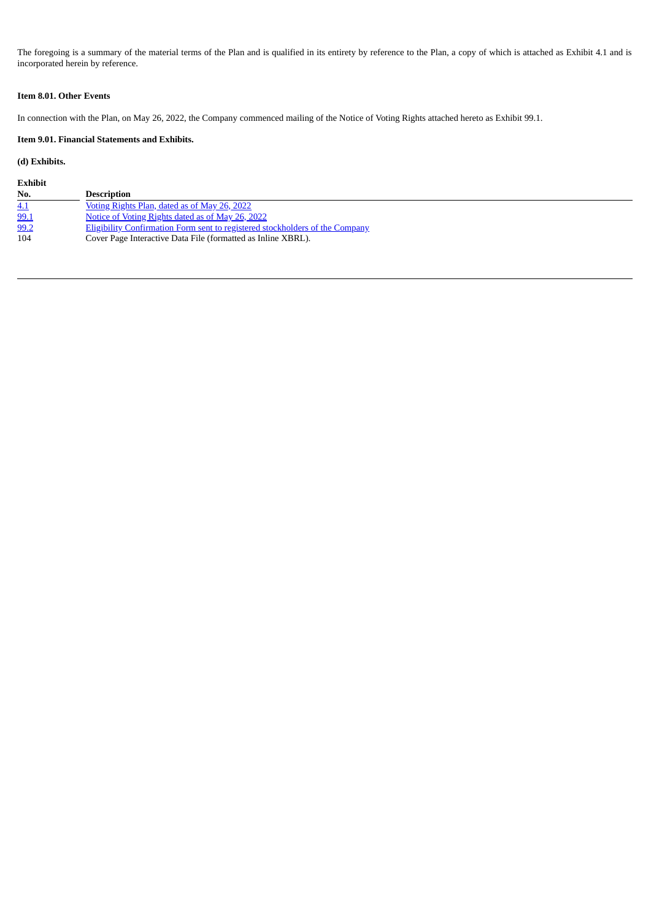The foregoing is a summary of the material terms of the Plan and is qualified in its entirety by reference to the Plan, a copy of which is attached as Exhibit 4.1 and is incorporated herein by reference.

**Item 8.01. Other Events**

In connection with the Plan, on May 26, 2022, the Company commenced mailing of the Notice of Voting Rights attached hereto as Exhibit 99.1.

**Item 9.01. Financial Statements and Exhibits.**

**(d) Exhibits.**

| Exhibit No. | Description |
|---|---|
| 4.1 | Voting Rights Plan, dated as of May 26, 2022 |
| 99.1 | Notice of Voting Rights dated as of May 26, 2022 |
| 99.2 | Eligibility Confirmation Form sent to registered stockholders of the Company |
| 104 | Cover Page Interactive Data File (formatted as Inline XBRL). |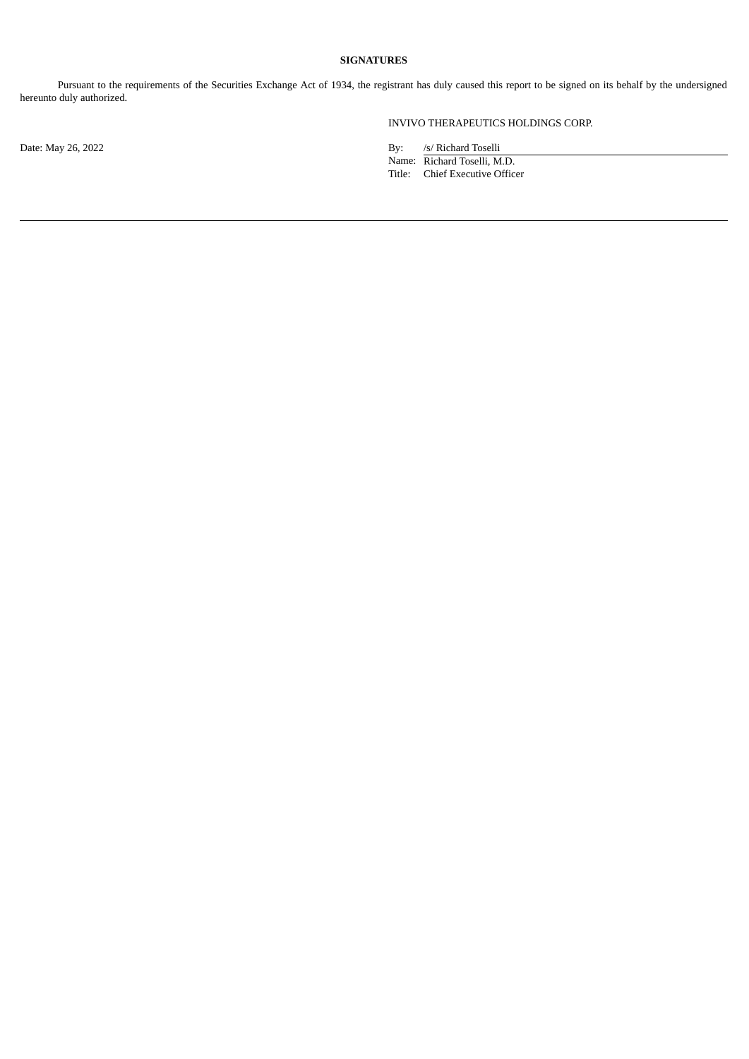**SIGNATURES**

Pursuant to the requirements of the Securities Exchange Act of 1934, the registrant has duly caused this report to be signed on its behalf by the undersigned hereunto duly authorized.

INVIVO THERAPEUTICS HOLDINGS CORP.

Date: May 26, 2022

By: /s/ Richard Toselli
Name: Richard Toselli, M.D.
Title: Chief Executive Officer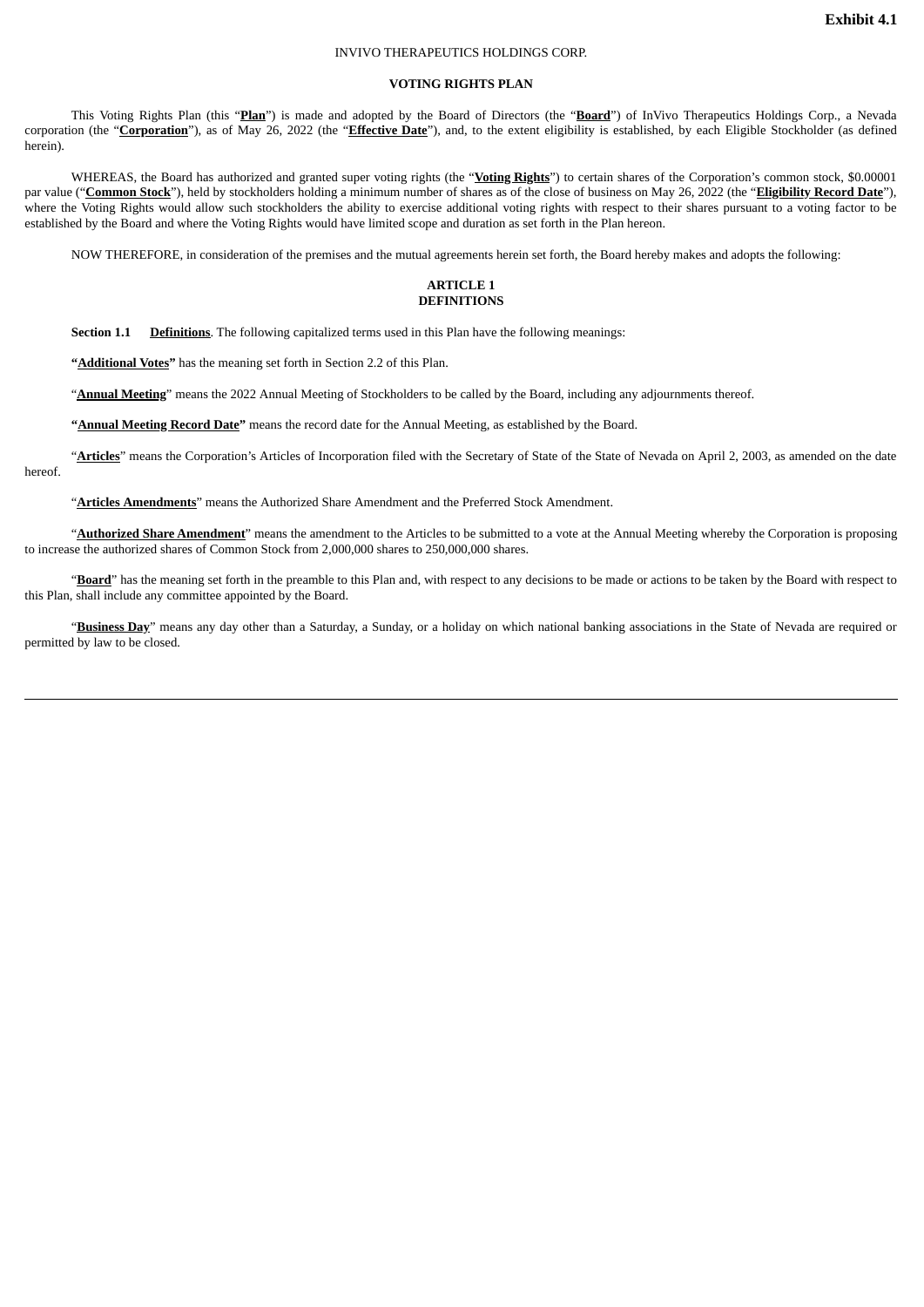**Exhibit 4.1**

INVIVO THERAPEUTICS HOLDINGS CORP.

**VOTING RIGHTS PLAN**

This Voting Rights Plan (this "**Plan**") is made and adopted by the Board of Directors (the "**Board**") of InVivo Therapeutics Holdings Corp., a Nevada corporation (the "**Corporation**"), as of May 26, 2022 (the "**Effective Date**"), and, to the extent eligibility is established, by each Eligible Stockholder (as defined herein).

WHEREAS, the Board has authorized and granted super voting rights (the "**Voting Rights**") to certain shares of the Corporation's common stock, $0.00001 par value ("**Common Stock**"), held by stockholders holding a minimum number of shares as of the close of business on May 26, 2022 (the "**Eligibility Record Date**"), where the Voting Rights would allow such stockholders the ability to exercise additional voting rights with respect to their shares pursuant to a voting factor to be established by the Board and where the Voting Rights would have limited scope and duration as set forth in the Plan hereon.

NOW THEREFORE, in consideration of the premises and the mutual agreements herein set forth, the Board hereby makes and adopts the following:

## ARTICLE 1
## DEFINITIONS

**Section 1.1 Definitions**. The following capitalized terms used in this Plan have the following meanings:

"**Additional Votes**" has the meaning set forth in Section 2.2 of this Plan.

"**Annual Meeting**" means the 2022 Annual Meeting of Stockholders to be called by the Board, including any adjournments thereof.

"**Annual Meeting Record Date**" means the record date for the Annual Meeting, as established by the Board.

"**Articles**" means the Corporation's Articles of Incorporation filed with the Secretary of State of the State of Nevada on April 2, 2003, as amended on the date hereof.

"**Articles Amendments**" means the Authorized Share Amendment and the Preferred Stock Amendment.

"**Authorized Share Amendment**" means the amendment to the Articles to be submitted to a vote at the Annual Meeting whereby the Corporation is proposing to increase the authorized shares of Common Stock from 2,000,000 shares to 250,000,000 shares.

"**Board**" has the meaning set forth in the preamble to this Plan and, with respect to any decisions to be made or actions to be taken by the Board with respect to this Plan, shall include any committee appointed by the Board.

"**Business Day**" means any day other than a Saturday, a Sunday, or a holiday on which national banking associations in the State of Nevada are required or permitted by law to be closed.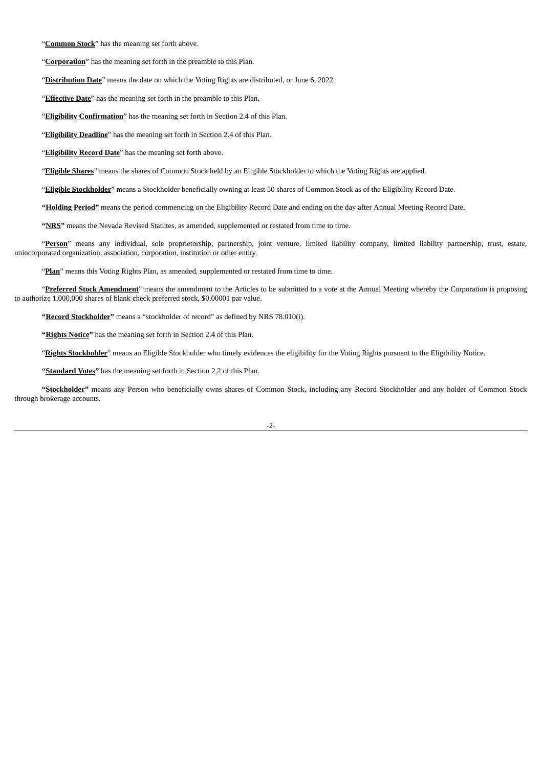"**Common Stock**" has the meaning set forth above.

"**Corporation**" has the meaning set forth in the preamble to this Plan.

"**Distribution Date**" means the date on which the Voting Rights are distributed, or June 6, 2022.

"**Effective Date**" has the meaning set forth in the preamble to this Plan.

"**Eligibility Confirmation**" has the meaning set forth in Section 2.4 of this Plan.

"**Eligibility Deadline**" has the meaning set forth in Section 2.4 of this Plan.

"**Eligibility Record Date**" has the meaning set forth above.

"**Eligible Shares**" means the shares of Common Stock held by an Eligible Stockholder to which the Voting Rights are applied.

"**Eligible Stockholder**" means a Stockholder beneficially owning at least 50 shares of Common Stock as of the Eligibility Record Date.

**"Holding Period"** means the period commencing on the Eligibility Record Date and ending on the day after Annual Meeting Record Date.

**"NRS"** means the Nevada Revised Statutes, as amended, supplemented or restated from time to time.

"**Person**" means any individual, sole proprietorship, partnership, joint venture, limited liability company, limited liability partnership, trust, estate, unincorporated organization, association, corporation, institution or other entity.

"**Plan**" means this Voting Rights Plan, as amended, supplemented or restated from time to time.

"**Preferred Stock Amendment**" means the amendment to the Articles to be submitted to a vote at the Annual Meeting whereby the Corporation is proposing to authorize 1,000,000 shares of blank check preferred stock, $0.00001 par value.

**"Record Stockholder"** means a "stockholder of record" as defined by NRS 78.010(i).

**"Rights Notice"** has the meaning set forth in Section 2.4 of this Plan.

"**Rights Stockholder**" means an Eligible Stockholder who timely evidences the eligibility for the Voting Rights pursuant to the Eligibility Notice.

**"Standard Votes"** has the meaning set forth in Section 2.2 of this Plan.

**"Stockholder"** means any Person who beneficially owns shares of Common Stock, including any Record Stockholder and any holder of Common Stock through brokerage accounts.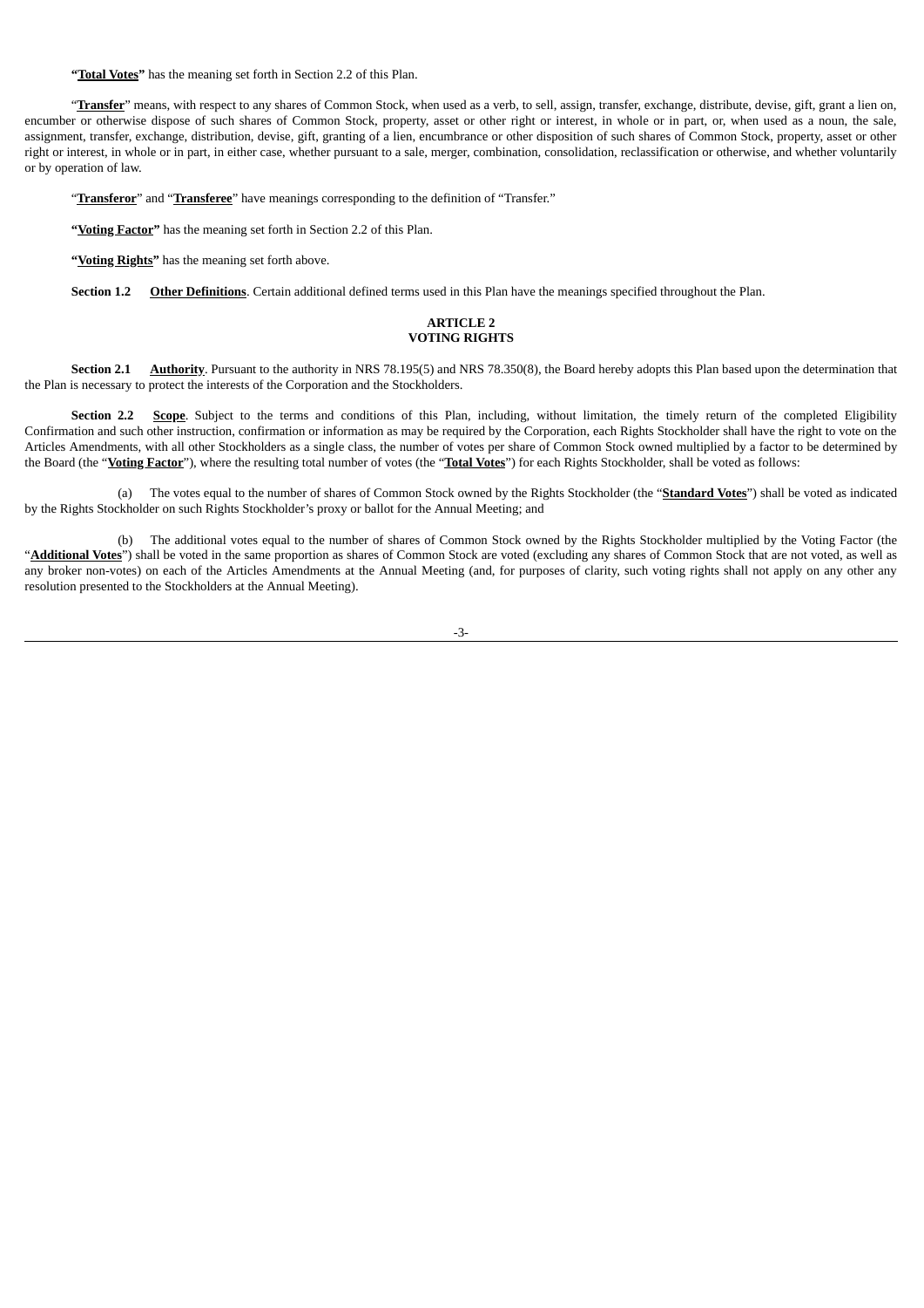“**Total Votes**” has the meaning set forth in Section 2.2 of this Plan.

“**Transfer**” means, with respect to any shares of Common Stock, when used as a verb, to sell, assign, transfer, exchange, distribute, devise, gift, grant a lien on, encumber or otherwise dispose of such shares of Common Stock, property, asset or other right or interest, in whole or in part, or, when used as a noun, the sale, assignment, transfer, exchange, distribution, devise, gift, granting of a lien, encumbrance or other disposition of such shares of Common Stock, property, asset or other right or interest, in whole or in part, in either case, whether pursuant to a sale, merger, combination, consolidation, reclassification or otherwise, and whether voluntarily or by operation of law.

“**Transferor**” and “**Transferee**” have meanings corresponding to the definition of “Transfer.”

“**Voting Factor**” has the meaning set forth in Section 2.2 of this Plan.

“**Voting Rights**” has the meaning set forth above.

**Section 1.2** **Other Definitions**. Certain additional defined terms used in this Plan have the meanings specified throughout the Plan.

## ARTICLE 2
## VOTING RIGHTS

**Section 2.1** **Authority**. Pursuant to the authority in NRS 78.195(5) and NRS 78.350(8), the Board hereby adopts this Plan based upon the determination that the Plan is necessary to protect the interests of the Corporation and the Stockholders.

**Section 2.2** **Scope**. Subject to the terms and conditions of this Plan, including, without limitation, the timely return of the completed Eligibility Confirmation and such other instruction, confirmation or information as may be required by the Corporation, each Rights Stockholder shall have the right to vote on the Articles Amendments, with all other Stockholders as a single class, the number of votes per share of Common Stock owned multiplied by a factor to be determined by the Board (the “**Voting Factor**”), where the resulting total number of votes (the “**Total Votes**”) for each Rights Stockholder, shall be voted as follows:

(a) The votes equal to the number of shares of Common Stock owned by the Rights Stockholder (the “**Standard Votes**”) shall be voted as indicated by the Rights Stockholder on such Rights Stockholder’s proxy or ballot for the Annual Meeting; and

(b) The additional votes equal to the number of shares of Common Stock owned by the Rights Stockholder multiplied by the Voting Factor (the “**Additional Votes**”) shall be voted in the same proportion as shares of Common Stock are voted (excluding any shares of Common Stock that are not voted, as well as any broker non-votes) on each of the Articles Amendments at the Annual Meeting (and, for purposes of clarity, such voting rights shall not apply on any other any resolution presented to the Stockholders at the Annual Meeting).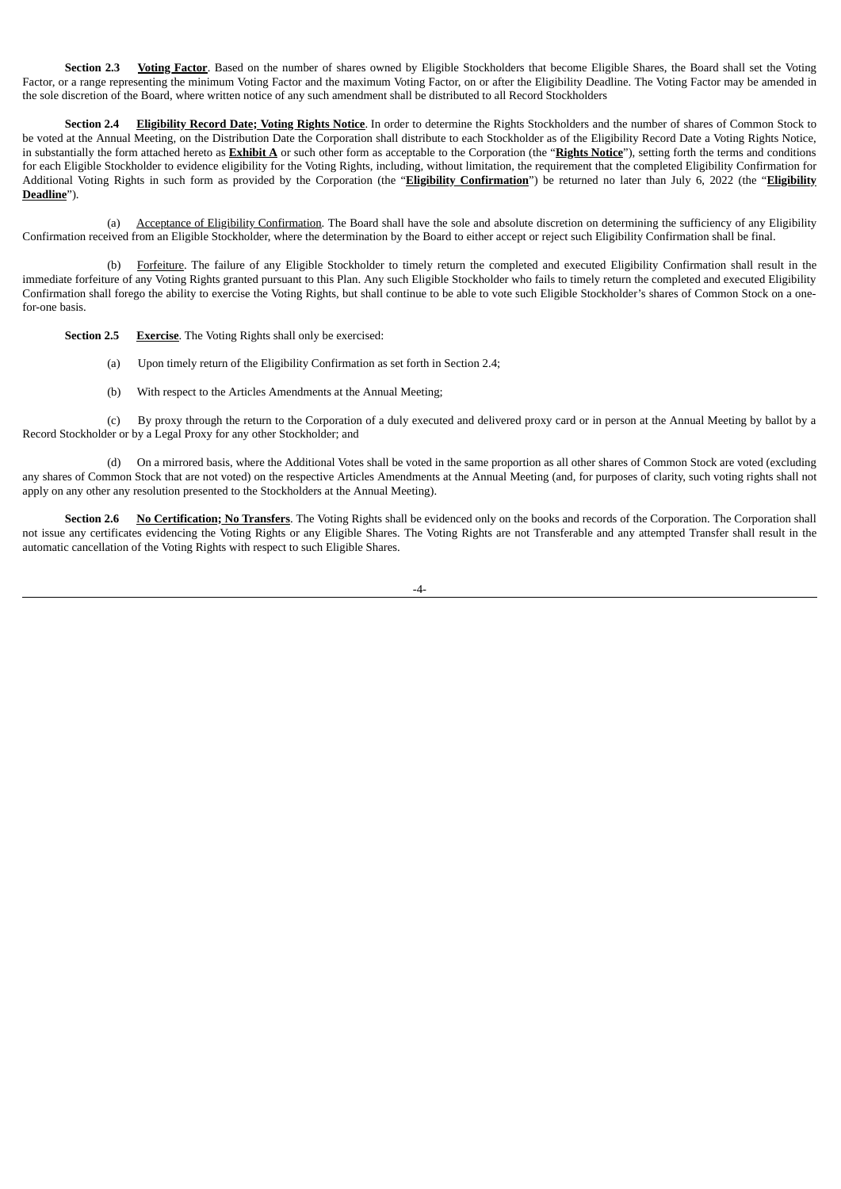**Section 2.3** **<u>Voting Factor</u>**. Based on the number of shares owned by Eligible Stockholders that become Eligible Shares, the Board shall set the Voting Factor, or a range representing the minimum Voting Factor and the maximum Voting Factor, on or after the Eligibility Deadline. The Voting Factor may be amended in the sole discretion of the Board, where written notice of any such amendment shall be distributed to all Record Stockholders

**Section 2.4** **<u>Eligibility Record Date; Voting Rights Notice</u>**. In order to determine the Rights Stockholders and the number of shares of Common Stock to be voted at the Annual Meeting, on the Distribution Date the Corporation shall distribute to each Stockholder as of the Eligibility Record Date a Voting Rights Notice, in substantially the form attached hereto as **<u>Exhibit A</u>** or such other form as acceptable to the Corporation (the "**<u>Rights Notice</u>**"), setting forth the terms and conditions for each Eligible Stockholder to evidence eligibility for the Voting Rights, including, without limitation, the requirement that the completed Eligibility Confirmation for Additional Voting Rights in such form as provided by the Corporation (the "**<u>Eligibility Confirmation</u>**") be returned no later than July 6, 2022 (the "**<u>Eligibility Deadline</u>**").

(a) <u>Acceptance of Eligibility Confirmation</u>. The Board shall have the sole and absolute discretion on determining the sufficiency of any Eligibility Confirmation received from an Eligible Stockholder, where the determination by the Board to either accept or reject such Eligibility Confirmation shall be final.

(b) <u>Forfeiture</u>. The failure of any Eligible Stockholder to timely return the completed and executed Eligibility Confirmation shall result in the immediate forfeiture of any Voting Rights granted pursuant to this Plan. Any such Eligible Stockholder who fails to timely return the completed and executed Eligibility Confirmation shall forego the ability to exercise the Voting Rights, but shall continue to be able to vote such Eligible Stockholder's shares of Common Stock on a one-for-one basis.

**Section 2.5** **<u>Exercise</u>**. The Voting Rights shall only be exercised:

(a) Upon timely return of the Eligibility Confirmation as set forth in Section 2.4;

(b) With respect to the Articles Amendments at the Annual Meeting;

(c) By proxy through the return to the Corporation of a duly executed and delivered proxy card or in person at the Annual Meeting by ballot by a Record Stockholder or by a Legal Proxy for any other Stockholder; and

(d) On a mirrored basis, where the Additional Votes shall be voted in the same proportion as all other shares of Common Stock are voted (excluding any shares of Common Stock that are not voted) on the respective Articles Amendments at the Annual Meeting (and, for purposes of clarity, such voting rights shall not apply on any other any resolution presented to the Stockholders at the Annual Meeting).

**Section 2.6** **<u>No Certification; No Transfers</u>**. The Voting Rights shall be evidenced only on the books and records of the Corporation. The Corporation shall not issue any certificates evidencing the Voting Rights or any Eligible Shares. The Voting Rights are not Transferable and any attempted Transfer shall result in the automatic cancellation of the Voting Rights with respect to such Eligible Shares.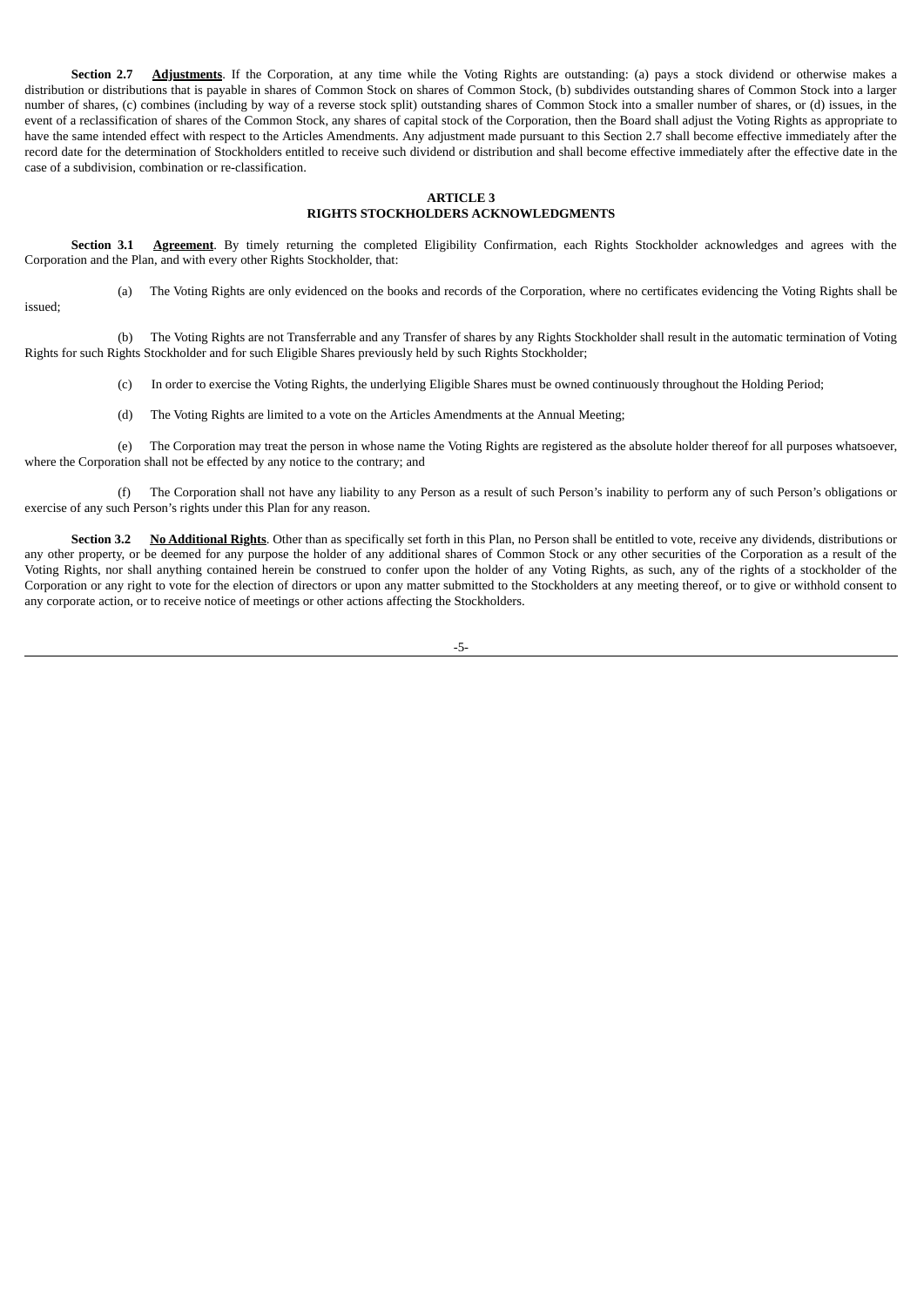**Section 2.7 Adjustments**. If the Corporation, at any time while the Voting Rights are outstanding: (a) pays a stock dividend or otherwise makes a distribution or distributions that is payable in shares of Common Stock on shares of Common Stock, (b) subdivides outstanding shares of Common Stock into a larger number of shares, (c) combines (including by way of a reverse stock split) outstanding shares of Common Stock into a smaller number of shares, or (d) issues, in the event of a reclassification of shares of the Common Stock, any shares of capital stock of the Corporation, then the Board shall adjust the Voting Rights as appropriate to have the same intended effect with respect to the Articles Amendments. Any adjustment made pursuant to this Section 2.7 shall become effective immediately after the record date for the determination of Stockholders entitled to receive such dividend or distribution and shall become effective immediately after the effective date in the case of a subdivision, combination or re-classification.

## ARTICLE 3
## RIGHTS STOCKHOLDERS ACKNOWLEDGMENTS

**Section 3.1 Agreement**. By timely returning the completed Eligibility Confirmation, each Rights Stockholder acknowledges and agrees with the Corporation and the Plan, and with every other Rights Stockholder, that:

(a) The Voting Rights are only evidenced on the books and records of the Corporation, where no certificates evidencing the Voting Rights shall be issued;

(b) The Voting Rights are not Transferrable and any Transfer of shares by any Rights Stockholder shall result in the automatic termination of Voting Rights for such Rights Stockholder and for such Eligible Shares previously held by such Rights Stockholder;

(c) In order to exercise the Voting Rights, the underlying Eligible Shares must be owned continuously throughout the Holding Period;

(d) The Voting Rights are limited to a vote on the Articles Amendments at the Annual Meeting;

(e) The Corporation may treat the person in whose name the Voting Rights are registered as the absolute holder thereof for all purposes whatsoever, where the Corporation shall not be effected by any notice to the contrary; and

(f) The Corporation shall not have any liability to any Person as a result of such Person's inability to perform any of such Person's obligations or exercise of any such Person's rights under this Plan for any reason.

**Section 3.2 No Additional Rights**. Other than as specifically set forth in this Plan, no Person shall be entitled to vote, receive any dividends, distributions or any other property, or be deemed for any purpose the holder of any additional shares of Common Stock or any other securities of the Corporation as a result of the Voting Rights, nor shall anything contained herein be construed to confer upon the holder of any Voting Rights, as such, any of the rights of a stockholder of the Corporation or any right to vote for the election of directors or upon any matter submitted to the Stockholders at any meeting thereof, or to give or withhold consent to any corporate action, or to receive notice of meetings or other actions affecting the Stockholders.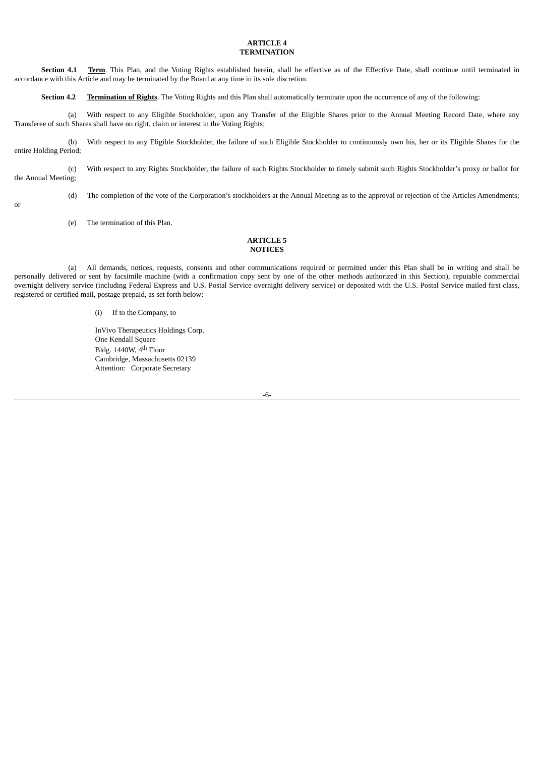## ARTICLE 4
## TERMINATION

**Section 4.1** **<u>Term</u>**. This Plan, and the Voting Rights established herein, shall be effective as of the Effective Date, shall continue until terminated in accordance with this Article and may be terminated by the Board at any time in its sole discretion.

**Section 4.2** **<u>Termination of Rights</u>**. The Voting Rights and this Plan shall automatically terminate upon the occurrence of any of the following:

(a) With respect to any Eligible Stockholder, upon any Transfer of the Eligible Shares prior to the Annual Meeting Record Date, where any Transferee of such Shares shall have no right, claim or interest in the Voting Rights;

(b) With respect to any Eligible Stockholder, the failure of such Eligible Stockholder to continuously own his, her or its Eligible Shares for the entire Holding Period;

(c) With respect to any Rights Stockholder, the failure of such Rights Stockholder to timely submit such Rights Stockholder's proxy or ballot for the Annual Meeting;

(d) The completion of the vote of the Corporation's stockholders at the Annual Meeting as to the approval or rejection of the Articles Amendments; or

(e) The termination of this Plan.

## ARTICLE 5
## NOTICES

(a) All demands, notices, requests, consents and other communications required or permitted under this Plan shall be in writing and shall be personally delivered or sent by facsimile machine (with a confirmation copy sent by one of the other methods authorized in this Section), reputable commercial overnight delivery service (including Federal Express and U.S. Postal Service overnight delivery service) or deposited with the U.S. Postal Service mailed first class, registered or certified mail, postage prepaid, as set forth below:

(i) If to the Company, to

InVivo Therapeutics Holdings Corp.
One Kendall Square
Bldg. 1440W, 4th Floor
Cambridge, Massachusetts 02139
Attention: Corporate Secretary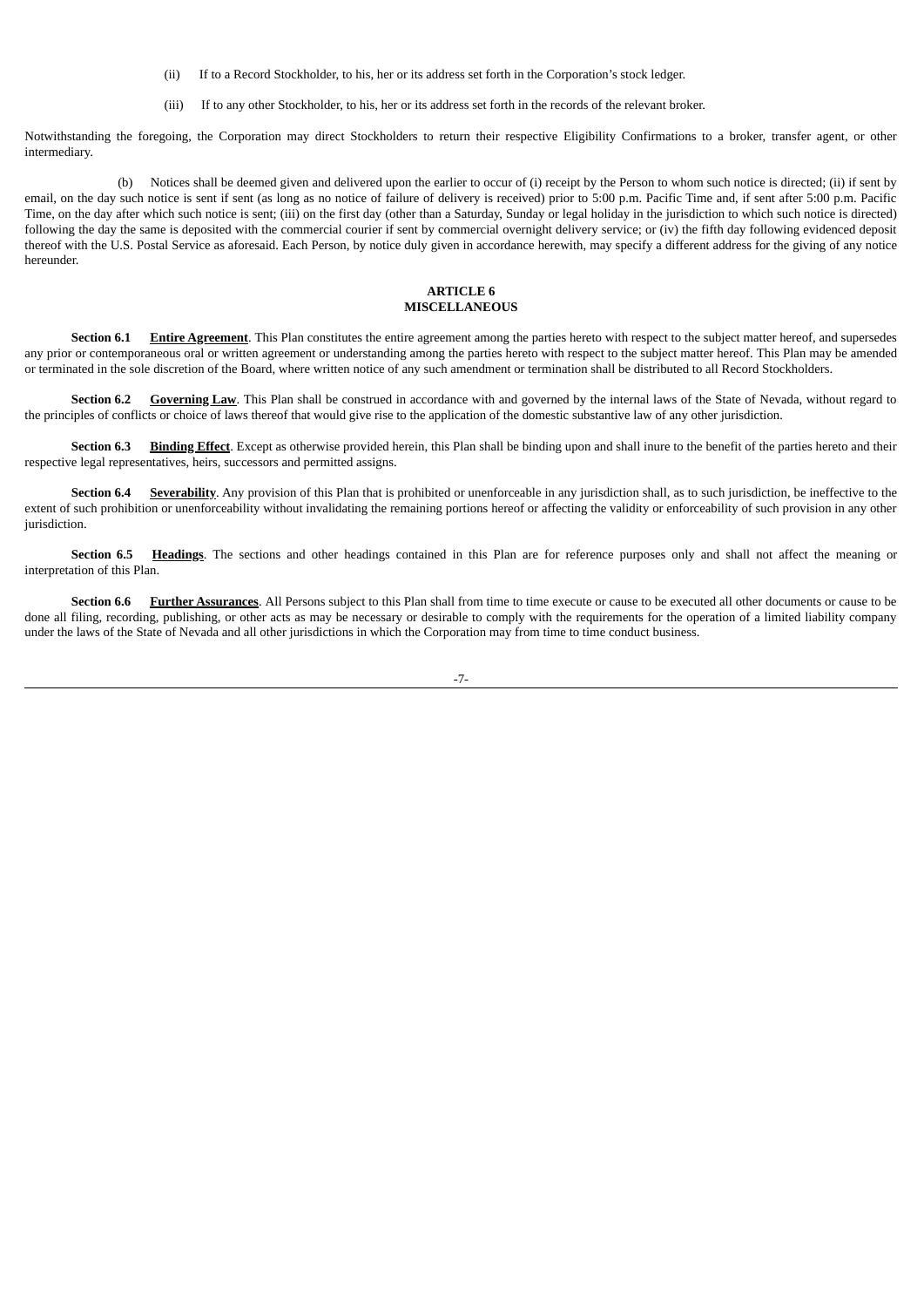(ii) If to a Record Stockholder, to his, her or its address set forth in the Corporation's stock ledger.

(iii) If to any other Stockholder, to his, her or its address set forth in the records of the relevant broker.

Notwithstanding the foregoing, the Corporation may direct Stockholders to return their respective Eligibility Confirmations to a broker, transfer agent, or other intermediary.

(b) Notices shall be deemed given and delivered upon the earlier to occur of (i) receipt by the Person to whom such notice is directed; (ii) if sent by email, on the day such notice is sent if sent (as long as no notice of failure of delivery is received) prior to 5:00 p.m. Pacific Time and, if sent after 5:00 p.m. Pacific Time, on the day after which such notice is sent; (iii) on the first day (other than a Saturday, Sunday or legal holiday in the jurisdiction to which such notice is directed) following the day the same is deposited with the commercial courier if sent by commercial overnight delivery service; or (iv) the fifth day following evidenced deposit thereof with the U.S. Postal Service as aforesaid. Each Person, by notice duly given in accordance herewith, may specify a different address for the giving of any notice hereunder.

## ARTICLE 6
## MISCELLANEOUS

**Section 6.1** **Entire Agreement**. This Plan constitutes the entire agreement among the parties hereto with respect to the subject matter hereof, and supersedes any prior or contemporaneous oral or written agreement or understanding among the parties hereto with respect to the subject matter hereof. This Plan may be amended or terminated in the sole discretion of the Board, where written notice of any such amendment or termination shall be distributed to all Record Stockholders.

**Section 6.2** **Governing Law**. This Plan shall be construed in accordance with and governed by the internal laws of the State of Nevada, without regard to the principles of conflicts or choice of laws thereof that would give rise to the application of the domestic substantive law of any other jurisdiction.

**Section 6.3** **Binding Effect**. Except as otherwise provided herein, this Plan shall be binding upon and shall inure to the benefit of the parties hereto and their respective legal representatives, heirs, successors and permitted assigns.

**Section 6.4** **Severability**. Any provision of this Plan that is prohibited or unenforceable in any jurisdiction shall, as to such jurisdiction, be ineffective to the extent of such prohibition or unenforceability without invalidating the remaining portions hereof or affecting the validity or enforceability of such provision in any other jurisdiction.

**Section 6.5** **Headings**. The sections and other headings contained in this Plan are for reference purposes only and shall not affect the meaning or interpretation of this Plan.

**Section 6.6** **Further Assurances**. All Persons subject to this Plan shall from time to time execute or cause to be executed all other documents or cause to be done all filing, recording, publishing, or other acts as may be necessary or desirable to comply with the requirements for the operation of a limited liability company under the laws of the State of Nevada and all other jurisdictions in which the Corporation may from time to time conduct business.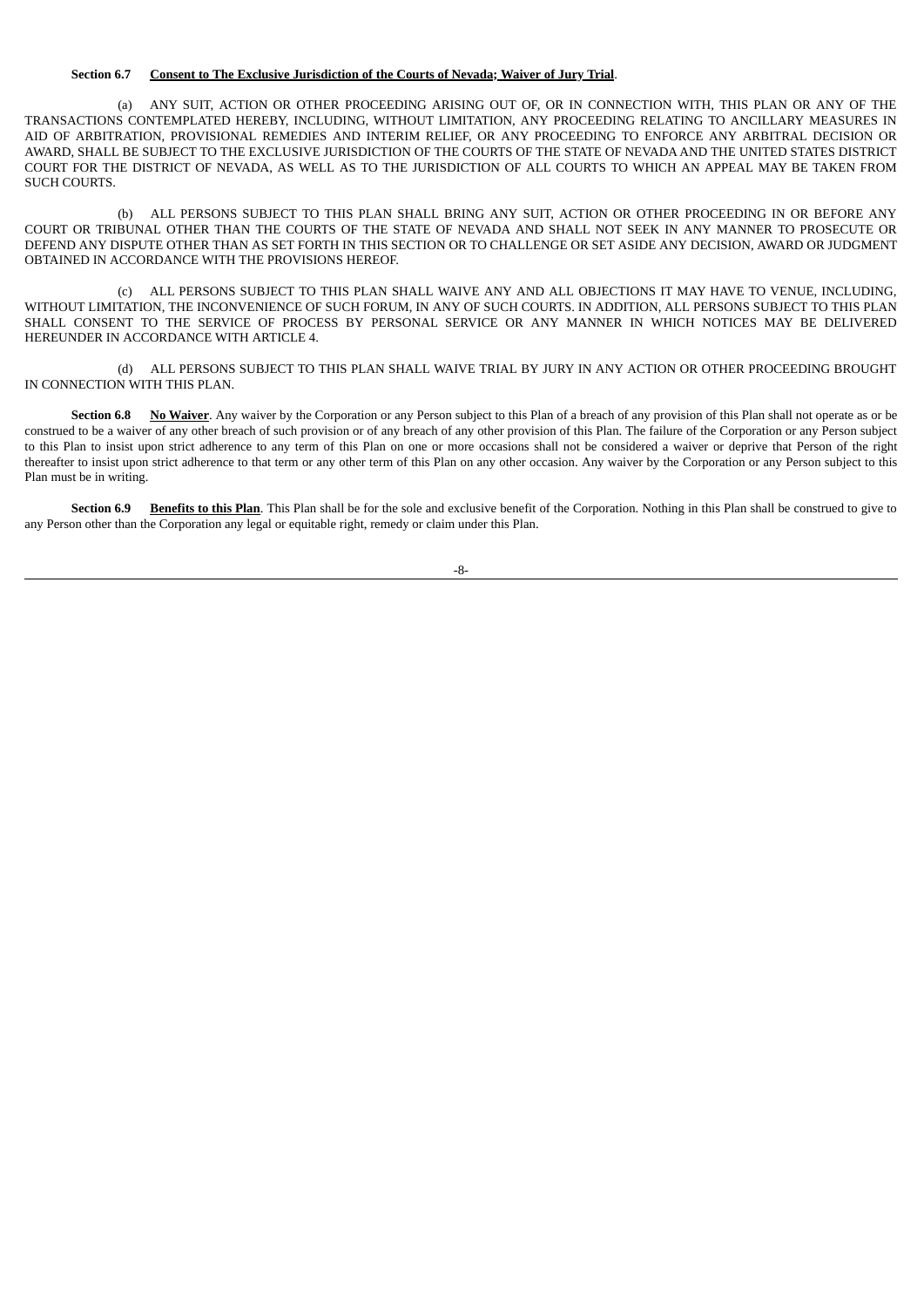**Section 6.7 Consent to The Exclusive Jurisdiction of the Courts of Nevada; Waiver of Jury Trial**.

(a) ANY SUIT, ACTION OR OTHER PROCEEDING ARISING OUT OF, OR IN CONNECTION WITH, THIS PLAN OR ANY OF THE TRANSACTIONS CONTEMPLATED HEREBY, INCLUDING, WITHOUT LIMITATION, ANY PROCEEDING RELATING TO ANCILLARY MEASURES IN AID OF ARBITRATION, PROVISIONAL REMEDIES AND INTERIM RELIEF, OR ANY PROCEEDING TO ENFORCE ANY ARBITRAL DECISION OR AWARD, SHALL BE SUBJECT TO THE EXCLUSIVE JURISDICTION OF THE COURTS OF THE STATE OF NEVADA AND THE UNITED STATES DISTRICT COURT FOR THE DISTRICT OF NEVADA, AS WELL AS TO THE JURISDICTION OF ALL COURTS TO WHICH AN APPEAL MAY BE TAKEN FROM SUCH COURTS.

(b) ALL PERSONS SUBJECT TO THIS PLAN SHALL BRING ANY SUIT, ACTION OR OTHER PROCEEDING IN OR BEFORE ANY COURT OR TRIBUNAL OTHER THAN THE COURTS OF THE STATE OF NEVADA AND SHALL NOT SEEK IN ANY MANNER TO PROSECUTE OR DEFEND ANY DISPUTE OTHER THAN AS SET FORTH IN THIS SECTION OR TO CHALLENGE OR SET ASIDE ANY DECISION, AWARD OR JUDGMENT OBTAINED IN ACCORDANCE WITH THE PROVISIONS HEREOF.

(c) ALL PERSONS SUBJECT TO THIS PLAN SHALL WAIVE ANY AND ALL OBJECTIONS IT MAY HAVE TO VENUE, INCLUDING, WITHOUT LIMITATION, THE INCONVENIENCE OF SUCH FORUM, IN ANY OF SUCH COURTS. IN ADDITION, ALL PERSONS SUBJECT TO THIS PLAN SHALL CONSENT TO THE SERVICE OF PROCESS BY PERSONAL SERVICE OR ANY MANNER IN WHICH NOTICES MAY BE DELIVERED HEREUNDER IN ACCORDANCE WITH ARTICLE 4.

(d) ALL PERSONS SUBJECT TO THIS PLAN SHALL WAIVE TRIAL BY JURY IN ANY ACTION OR OTHER PROCEEDING BROUGHT IN CONNECTION WITH THIS PLAN.

**Section 6.8 No Waiver**. Any waiver by the Corporation or any Person subject to this Plan of a breach of any provision of this Plan shall not operate as or be construed to be a waiver of any other breach of such provision or of any breach of any other provision of this Plan. The failure of the Corporation or any Person subject to this Plan to insist upon strict adherence to any term of this Plan on one or more occasions shall not be considered a waiver or deprive that Person of the right thereafter to insist upon strict adherence to that term or any other term of this Plan on any other occasion. Any waiver by the Corporation or any Person subject to this Plan must be in writing.

**Section 6.9 Benefits to this Plan**. This Plan shall be for the sole and exclusive benefit of the Corporation. Nothing in this Plan shall be construed to give to any Person other than the Corporation any legal or equitable right, remedy or claim under this Plan.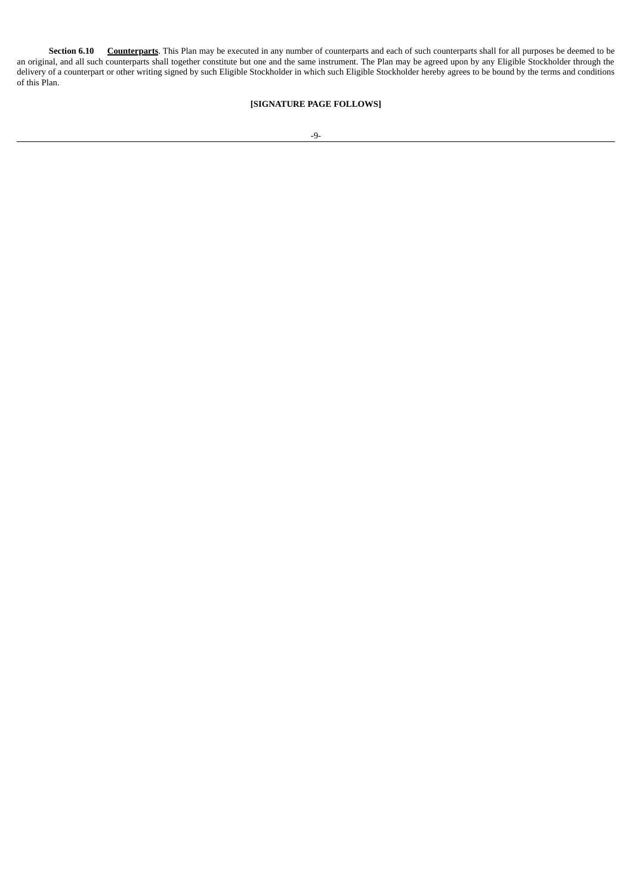**Section 6.10** <u>**Counterparts**</u>. This Plan may be executed in any number of counterparts and each of such counterparts shall for all purposes be deemed to be an original, and all such counterparts shall together constitute but one and the same instrument. The Plan may be agreed upon by any Eligible Stockholder through the delivery of a counterpart or other writing signed by such Eligible Stockholder in which such Eligible Stockholder hereby agrees to be bound by the terms and conditions of this Plan.

**[SIGNATURE PAGE FOLLOWS]**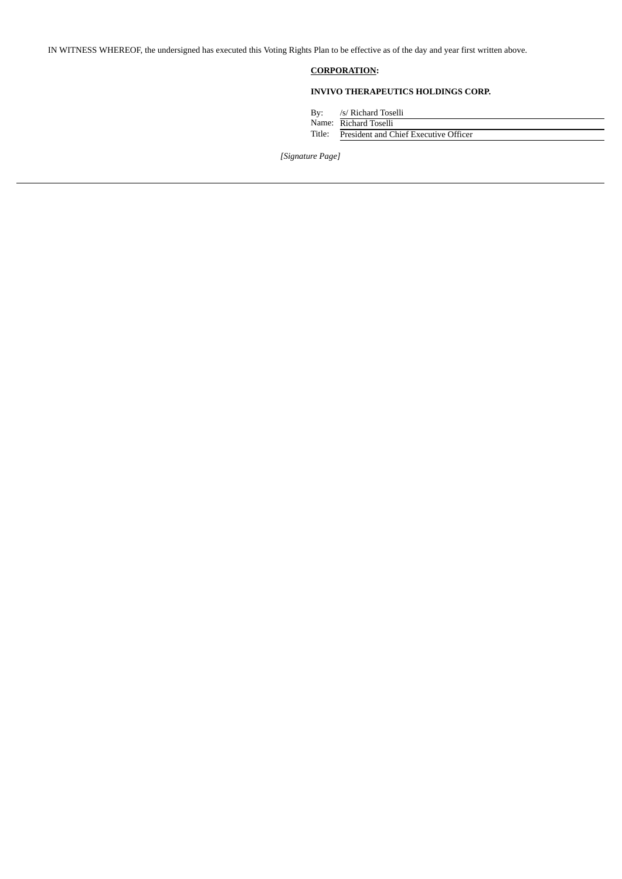IN WITNESS WHEREOF, the undersigned has executed this Voting Rights Plan to be effective as of the day and year first written above.

**CORPORATION:**

**INVIVO THERAPEUTICS HOLDINGS CORP.**

By: /s/ Richard Toselli
Name: Richard Toselli
Title: President and Chief Executive Officer

*[Signature Page]*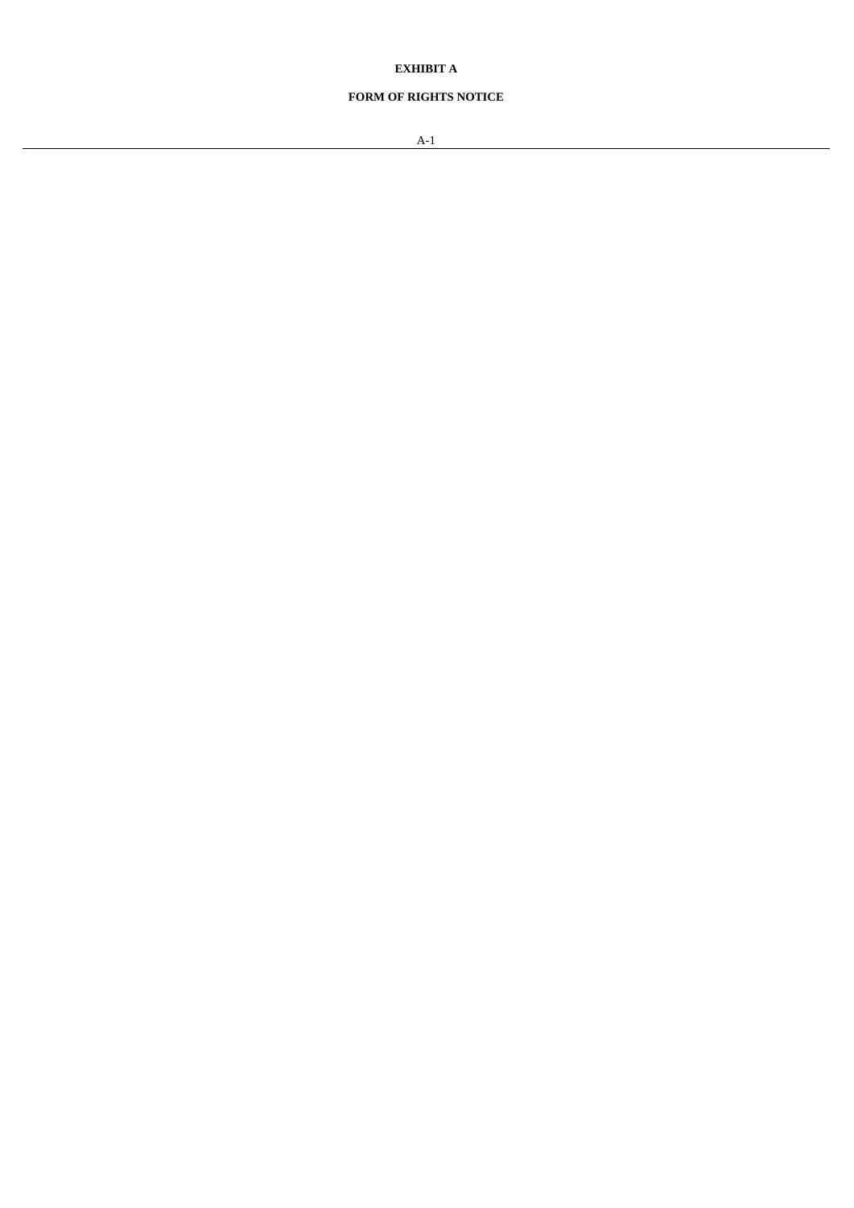**EXHIBIT A**

**FORM OF RIGHTS NOTICE**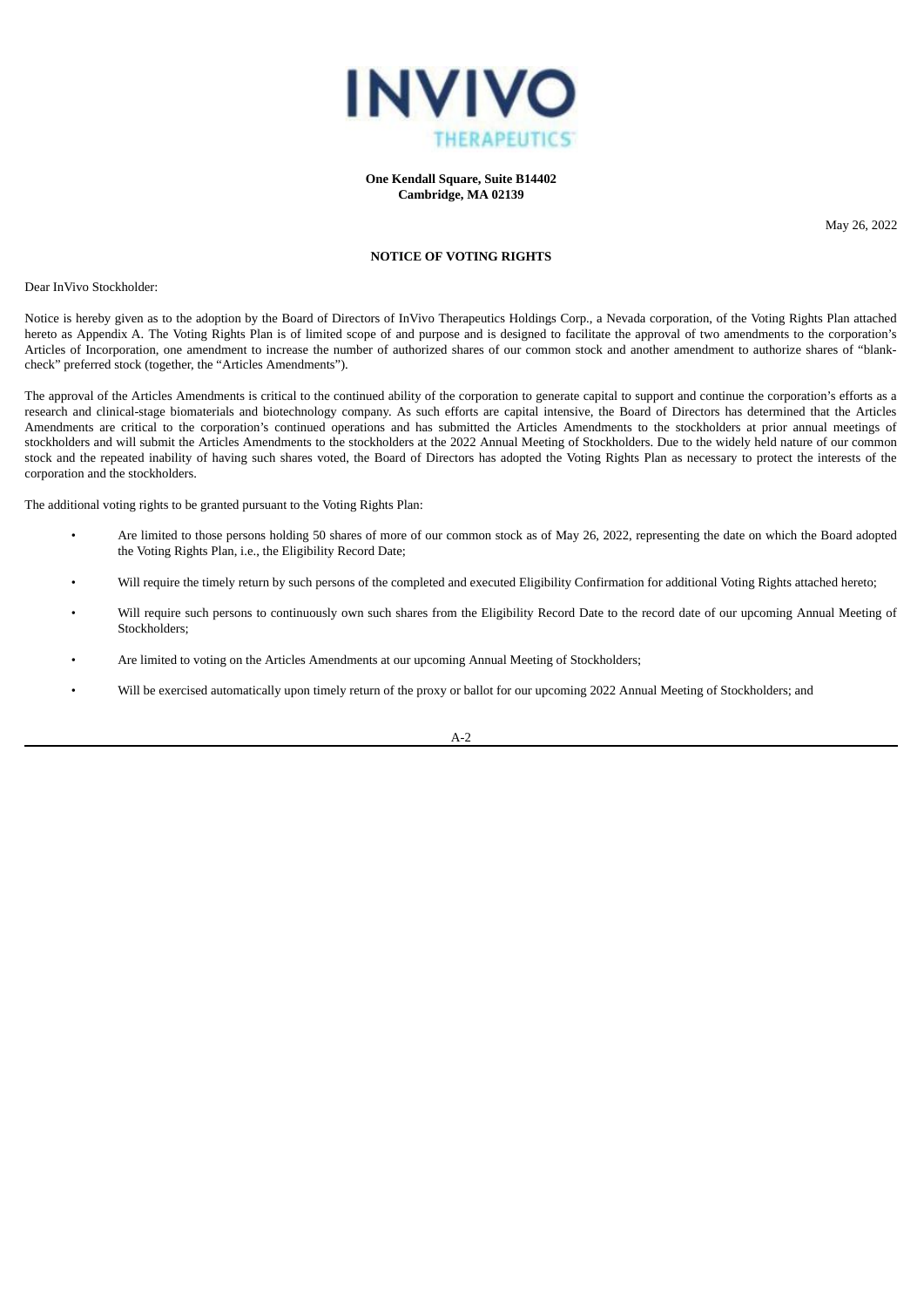**INVIVO**
**THERAPEUTICS**

**One Kendall Square, Suite B14402**
**Cambridge, MA 02139**

May 26, 2022

**NOTICE OF VOTING RIGHTS**

Dear InVivo Stockholder:

Notice is hereby given as to the adoption by the Board of Directors of InVivo Therapeutics Holdings Corp., a Nevada corporation, of the Voting Rights Plan attached hereto as Appendix A. The Voting Rights Plan is of limited scope of and purpose and is designed to facilitate the approval of two amendments to the corporation's Articles of Incorporation, one amendment to increase the number of authorized shares of our common stock and another amendment to authorize shares of "blank-check" preferred stock (together, the "Articles Amendments").

The approval of the Articles Amendments is critical to the continued ability of the corporation to generate capital to support and continue the corporation's efforts as a research and clinical-stage biomaterials and biotechnology company. As such efforts are capital intensive, the Board of Directors has determined that the Articles Amendments are critical to the corporation's continued operations and has submitted the Articles Amendments to the stockholders at prior annual meetings of stockholders and will submit the Articles Amendments to the stockholders at the 2022 Annual Meeting of Stockholders. Due to the widely held nature of our common stock and the repeated inability of having such shares voted, the Board of Directors has adopted the Voting Rights Plan as necessary to protect the interests of the corporation and the stockholders.

The additional voting rights to be granted pursuant to the Voting Rights Plan:

- Are limited to those persons holding 50 shares of more of our common stock as of May 26, 2022, representing the date on which the Board adopted the Voting Rights Plan, i.e., the Eligibility Record Date;
- Will require the timely return by such persons of the completed and executed Eligibility Confirmation for additional Voting Rights attached hereto;
- Will require such persons to continuously own such shares from the Eligibility Record Date to the record date of our upcoming Annual Meeting of Stockholders;
- Are limited to voting on the Articles Amendments at our upcoming Annual Meeting of Stockholders;
- Will be exercised automatically upon timely return of the proxy or ballot for our upcoming 2022 Annual Meeting of Stockholders; and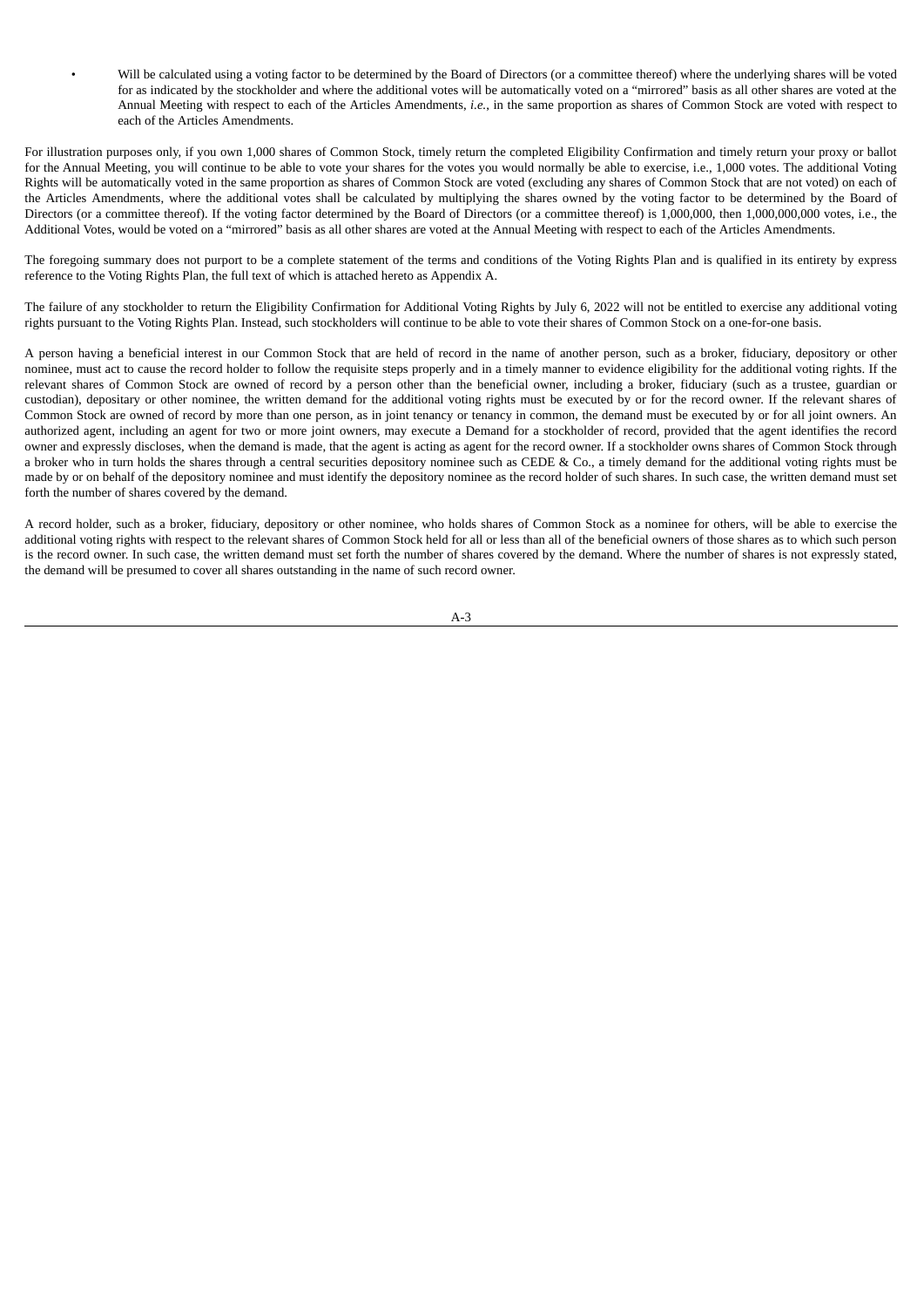- Will be calculated using a voting factor to be determined by the Board of Directors (or a committee thereof) where the underlying shares will be voted for as indicated by the stockholder and where the additional votes will be automatically voted on a "mirrored" basis as all other shares are voted at the Annual Meeting with respect to each of the Articles Amendments, *i.e.*, in the same proportion as shares of Common Stock are voted with respect to each of the Articles Amendments.

For illustration purposes only, if you own 1,000 shares of Common Stock, timely return the completed Eligibility Confirmation and timely return your proxy or ballot for the Annual Meeting, you will continue to be able to vote your shares for the votes you would normally be able to exercise, i.e., 1,000 votes. The additional Voting Rights will be automatically voted in the same proportion as shares of Common Stock are voted (excluding any shares of Common Stock that are not voted) on each of the Articles Amendments, where the additional votes shall be calculated by multiplying the shares owned by the voting factor to be determined by the Board of Directors (or a committee thereof). If the voting factor determined by the Board of Directors (or a committee thereof) is 1,000,000, then 1,000,000,000 votes, i.e., the Additional Votes, would be voted on a "mirrored" basis as all other shares are voted at the Annual Meeting with respect to each of the Articles Amendments.

The foregoing summary does not purport to be a complete statement of the terms and conditions of the Voting Rights Plan and is qualified in its entirety by express reference to the Voting Rights Plan, the full text of which is attached hereto as Appendix A.

The failure of any stockholder to return the Eligibility Confirmation for Additional Voting Rights by July 6, 2022 will not be entitled to exercise any additional voting rights pursuant to the Voting Rights Plan. Instead, such stockholders will continue to be able to vote their shares of Common Stock on a one-for-one basis.

A person having a beneficial interest in our Common Stock that are held of record in the name of another person, such as a broker, fiduciary, depository or other nominee, must act to cause the record holder to follow the requisite steps properly and in a timely manner to evidence eligibility for the additional voting rights. If the relevant shares of Common Stock are owned of record by a person other than the beneficial owner, including a broker, fiduciary (such as a trustee, guardian or custodian), depositary or other nominee, the written demand for the additional voting rights must be executed by or for the record owner. If the relevant shares of Common Stock are owned of record by more than one person, as in joint tenancy or tenancy in common, the demand must be executed by or for all joint owners. An authorized agent, including an agent for two or more joint owners, may execute a Demand for a stockholder of record, provided that the agent identifies the record owner and expressly discloses, when the demand is made, that the agent is acting as agent for the record owner. If a stockholder owns shares of Common Stock through a broker who in turn holds the shares through a central securities depository nominee such as CEDE & Co., a timely demand for the additional voting rights must be made by or on behalf of the depository nominee and must identify the depository nominee as the record holder of such shares. In such case, the written demand must set forth the number of shares covered by the demand.

A record holder, such as a broker, fiduciary, depository or other nominee, who holds shares of Common Stock as a nominee for others, will be able to exercise the additional voting rights with respect to the relevant shares of Common Stock held for all or less than all of the beneficial owners of those shares as to which such person is the record owner. In such case, the written demand must set forth the number of shares covered by the demand. Where the number of shares is not expressly stated, the demand will be presumed to cover all shares outstanding in the name of such record owner.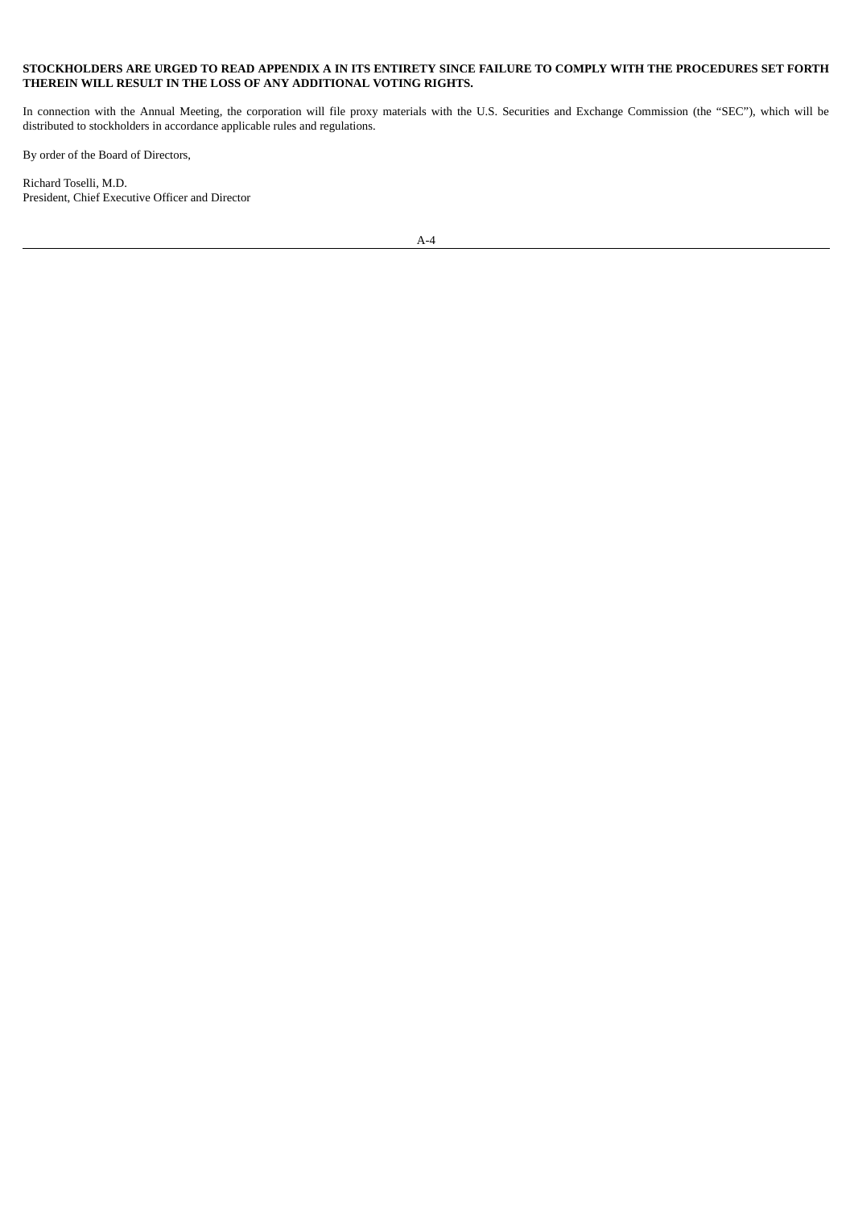**STOCKHOLDERS ARE URGED TO READ APPENDIX A IN ITS ENTIRETY SINCE FAILURE TO COMPLY WITH THE PROCEDURES SET FORTH THEREIN WILL RESULT IN THE LOSS OF ANY ADDITIONAL VOTING RIGHTS.**

In connection with the Annual Meeting, the corporation will file proxy materials with the U.S. Securities and Exchange Commission (the "SEC"), which will be distributed to stockholders in accordance applicable rules and regulations.

By order of the Board of Directors,

Richard Toselli, M.D.
President, Chief Executive Officer and Director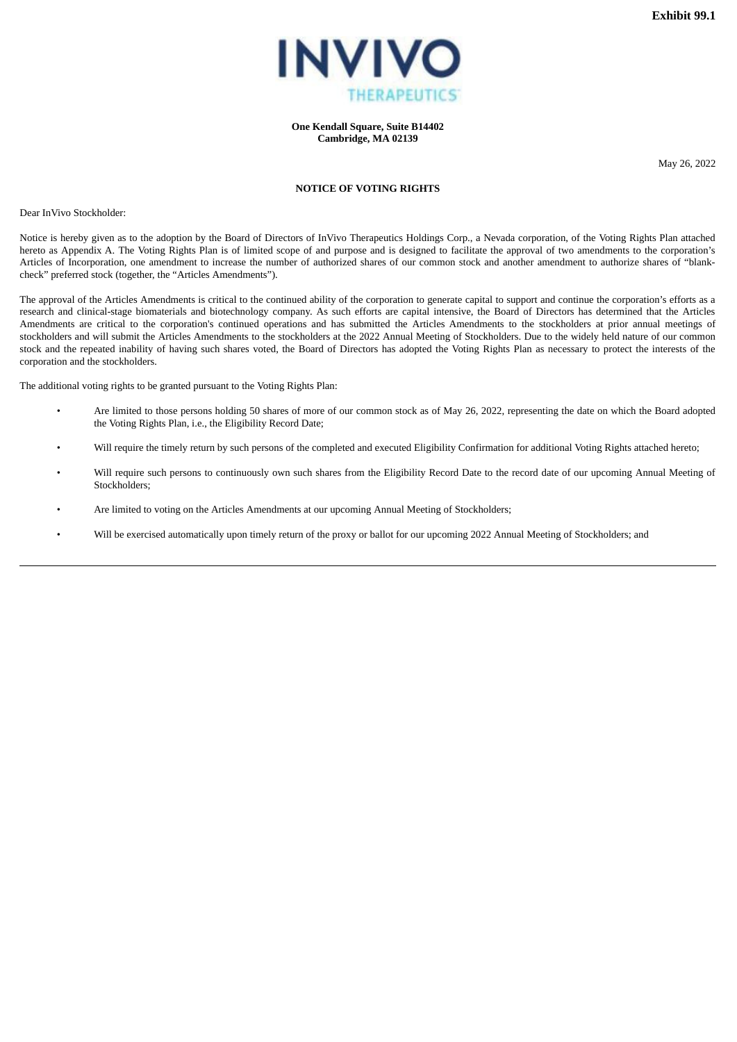**Exhibit 99.1**

INVIVO
THERAPEUTICS

**One Kendall Square, Suite B14402**
**Cambridge, MA 02139**

May 26, 2022

**NOTICE OF VOTING RIGHTS**

Dear InVivo Stockholder:

Notice is hereby given as to the adoption by the Board of Directors of InVivo Therapeutics Holdings Corp., a Nevada corporation, of the Voting Rights Plan attached hereto as Appendix A. The Voting Rights Plan is of limited scope of and purpose and is designed to facilitate the approval of two amendments to the corporation's Articles of Incorporation, one amendment to increase the number of authorized shares of our common stock and another amendment to authorize shares of "blank-check" preferred stock (together, the "Articles Amendments").

The approval of the Articles Amendments is critical to the continued ability of the corporation to generate capital to support and continue the corporation's efforts as a research and clinical-stage biomaterials and biotechnology company. As such efforts are capital intensive, the Board of Directors has determined that the Articles Amendments are critical to the corporation's continued operations and has submitted the Articles Amendments to the stockholders at prior annual meetings of stockholders and will submit the Articles Amendments to the stockholders at the 2022 Annual Meeting of Stockholders. Due to the widely held nature of our common stock and the repeated inability of having such shares voted, the Board of Directors has adopted the Voting Rights Plan as necessary to protect the interests of the corporation and the stockholders.

The additional voting rights to be granted pursuant to the Voting Rights Plan:

- Are limited to those persons holding 50 shares of more of our common stock as of May 26, 2022, representing the date on which the Board adopted the Voting Rights Plan, i.e., the Eligibility Record Date;
- Will require the timely return by such persons of the completed and executed Eligibility Confirmation for additional Voting Rights attached hereto;
- Will require such persons to continuously own such shares from the Eligibility Record Date to the record date of our upcoming Annual Meeting of Stockholders;
- Are limited to voting on the Articles Amendments at our upcoming Annual Meeting of Stockholders;
- Will be exercised automatically upon timely return of the proxy or ballot for our upcoming 2022 Annual Meeting of Stockholders; and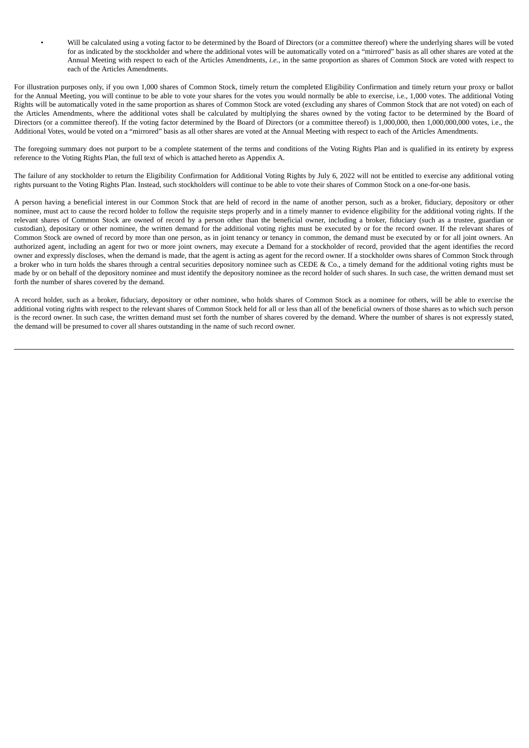- Will be calculated using a voting factor to be determined by the Board of Directors (or a committee thereof) where the underlying shares will be voted for as indicated by the stockholder and where the additional votes will be automatically voted on a "mirrored" basis as all other shares are voted at the Annual Meeting with respect to each of the Articles Amendments, *i.e.*, in the same proportion as shares of Common Stock are voted with respect to each of the Articles Amendments.

For illustration purposes only, if you own 1,000 shares of Common Stock, timely return the completed Eligibility Confirmation and timely return your proxy or ballot for the Annual Meeting, you will continue to be able to vote your shares for the votes you would normally be able to exercise, i.e., 1,000 votes. The additional Voting Rights will be automatically voted in the same proportion as shares of Common Stock are voted (excluding any shares of Common Stock that are not voted) on each of the Articles Amendments, where the additional votes shall be calculated by multiplying the shares owned by the voting factor to be determined by the Board of Directors (or a committee thereof). If the voting factor determined by the Board of Directors (or a committee thereof) is 1,000,000, then 1,000,000,000 votes, i.e., the Additional Votes, would be voted on a "mirrored" basis as all other shares are voted at the Annual Meeting with respect to each of the Articles Amendments.

The foregoing summary does not purport to be a complete statement of the terms and conditions of the Voting Rights Plan and is qualified in its entirety by express reference to the Voting Rights Plan, the full text of which is attached hereto as Appendix A.

The failure of any stockholder to return the Eligibility Confirmation for Additional Voting Rights by July 6, 2022 will not be entitled to exercise any additional voting rights pursuant to the Voting Rights Plan. Instead, such stockholders will continue to be able to vote their shares of Common Stock on a one-for-one basis.

A person having a beneficial interest in our Common Stock that are held of record in the name of another person, such as a broker, fiduciary, depository or other nominee, must act to cause the record holder to follow the requisite steps properly and in a timely manner to evidence eligibility for the additional voting rights. If the relevant shares of Common Stock are owned of record by a person other than the beneficial owner, including a broker, fiduciary (such as a trustee, guardian or custodian), depositary or other nominee, the written demand for the additional voting rights must be executed by or for the record owner. If the relevant shares of Common Stock are owned of record by more than one person, as in joint tenancy or tenancy in common, the demand must be executed by or for all joint owners. An authorized agent, including an agent for two or more joint owners, may execute a Demand for a stockholder of record, provided that the agent identifies the record owner and expressly discloses, when the demand is made, that the agent is acting as agent for the record owner. If a stockholder owns shares of Common Stock through a broker who in turn holds the shares through a central securities depository nominee such as CEDE & Co., a timely demand for the additional voting rights must be made by or on behalf of the depository nominee and must identify the depository nominee as the record holder of such shares. In such case, the written demand must set forth the number of shares covered by the demand.

A record holder, such as a broker, fiduciary, depository or other nominee, who holds shares of Common Stock as a nominee for others, will be able to exercise the additional voting rights with respect to the relevant shares of Common Stock held for all or less than all of the beneficial owners of those shares as to which such person is the record owner. In such case, the written demand must set forth the number of shares covered by the demand. Where the number of shares is not expressly stated, the demand will be presumed to cover all shares outstanding in the name of such record owner.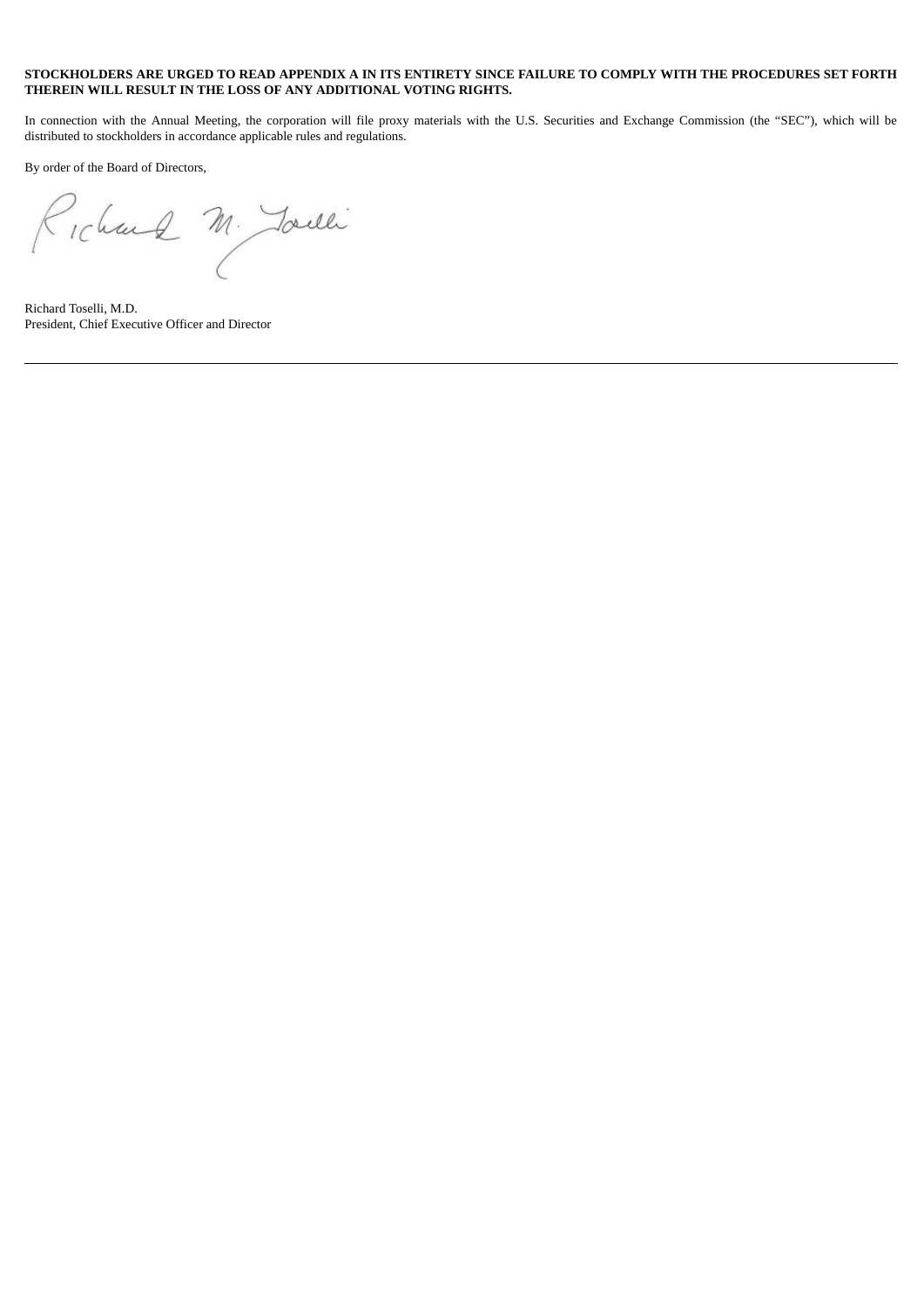**STOCKHOLDERS ARE URGED TO READ APPENDIX A IN ITS ENTIRETY SINCE FAILURE TO COMPLY WITH THE PROCEDURES SET FORTH THEREIN WILL RESULT IN THE LOSS OF ANY ADDITIONAL VOTING RIGHTS.**

In connection with the Annual Meeting, the corporation will file proxy materials with the U.S. Securities and Exchange Commission (the "SEC"), which will be distributed to stockholders in accordance applicable rules and regulations.

By order of the Board of Directors,

Richard Toselli, M.D.
President, Chief Executive Officer and Director

---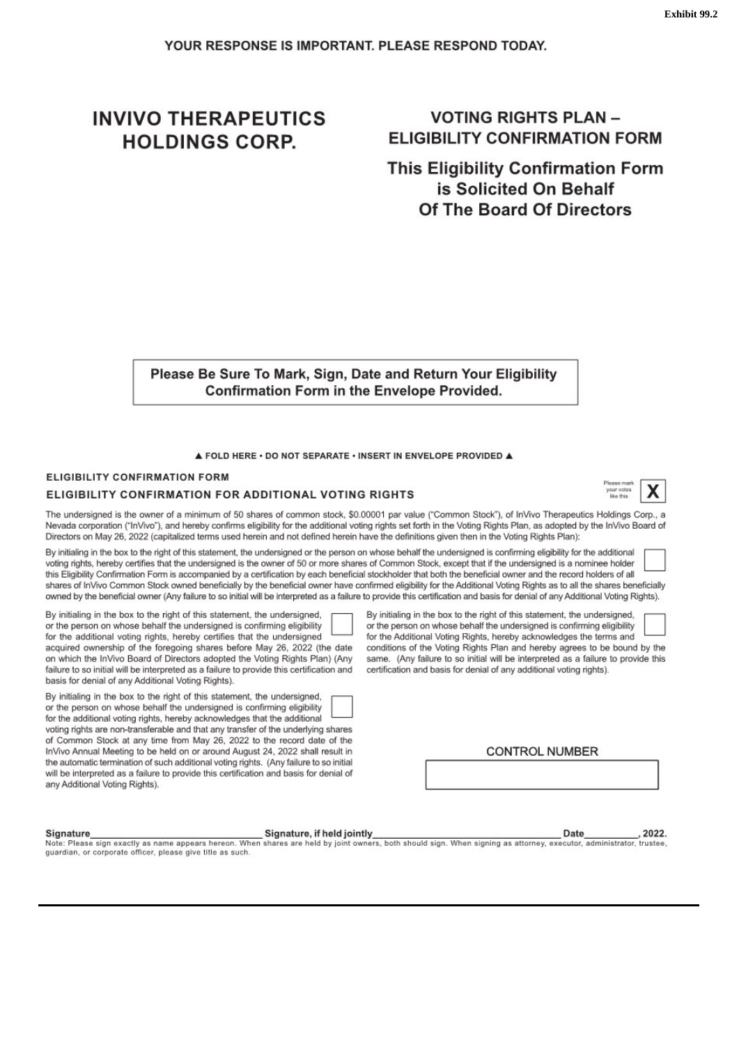Exhibit 99.2

YOUR RESPONSE IS IMPORTANT. PLEASE RESPOND TODAY.

# INVIVO THERAPEUTICS HOLDINGS CORP.

## VOTING RIGHTS PLAN – ELIGIBILITY CONFIRMATION FORM

### This Eligibility Confirmation Form is Solicited On Behalf Of The Board Of Directors

**Please Be Sure To Mark, Sign, Date and Return Your Eligibility Confirmation Form in the Envelope Provided.**

▲ FOLD HERE • DO NOT SEPARATE • INSERT IN ENVELOPE PROVIDED ▲

**ELIGIBILITY CONFIRMATION FORM**

**ELIGIBILITY CONFIRMATION FOR ADDITIONAL VOTING RIGHTS**

Please mark your votes like this **X**

The undersigned is the owner of a minimum of 50 shares of common stock, $0.00001 par value ("Common Stock"), of InVivo Therapeutics Holdings Corp., a Nevada corporation ("InVivo"), and hereby confirms eligibility for the additional voting rights set forth in the Voting Rights Plan, as adopted by the InVivo Board of Directors on May 26, 2022 (capitalized terms used herein and not defined herein have the definitions given then in the Voting Rights Plan):

By initialing in the box to the right of this statement, the undersigned or the person on whose behalf the undersigned is confirming eligibility for the additional voting rights, hereby certifies that the undersigned is the owner of 50 or more shares of Common Stock, except that if the undersigned is a nominee holder this Eligibility Confirmation Form is accompanied by a certification by each beneficial stockholder that both the beneficial owner and the record holders of all shares of InVivo Common Stock owned beneficially by the beneficial owner have confirmed eligibility for the Additional Voting Rights as to all the shares beneficially owned by the beneficial owner (Any failure to so initial will be interpreted as a failure to provide this certification and basis for denial of any Additional Voting Rights). ☐

By initialing in the box to the right of this statement, the undersigned, or the person on whose behalf the undersigned is confirming eligibility for the additional voting rights, hereby certifies that the undersigned acquired ownership of the foregoing shares before May 26, 2022 (the date on which the InVivo Board of Directors adopted the Voting Rights Plan) (Any failure to so initial will be interpreted as a failure to provide this certification and basis for denial of any Additional Voting Rights). ☐

By initialing in the box to the right of this statement, the undersigned, or the person on whose behalf the undersigned is confirming eligibility for the additional voting rights, hereby acknowledges that the additional voting rights are non-transferable and that any transfer of the underlying shares of Common Stock at any time from May 26, 2022 to the record date of the InVivo Annual Meeting to be held on or around August 24, 2022 shall result in the automatic termination of such additional voting rights. (Any failure to so initial will be interpreted as a failure to provide this certification and basis for denial of any Additional Voting Rights). ☐

By initialing in the box to the right of this statement, the undersigned, or the person on whose behalf the undersigned is confirming eligibility for the Additional Voting Rights, hereby acknowledges the terms and conditions of the Voting Rights Plan and hereby agrees to be bound by the same. (Any failure to so initial will be interpreted as a failure to provide this certification and basis for denial of any additional voting rights). ☐

CONTROL NUMBER

Signature\_\_\_\_\_\_\_\_\_\_\_\_\_\_\_\_\_\_\_\_\_\_\_\_ Signature, if held jointly\_\_\_\_\_\_\_\_\_\_\_\_\_\_\_\_\_\_\_\_\_\_\_\_ Date\_\_\_\_\_\_\_\_\_\_, 2022.

Note: Please sign exactly as name appears hereon. When shares are held by joint owners, both should sign. When signing as attorney, executor, administrator, trustee, guardian, or corporate officer, please give title as such.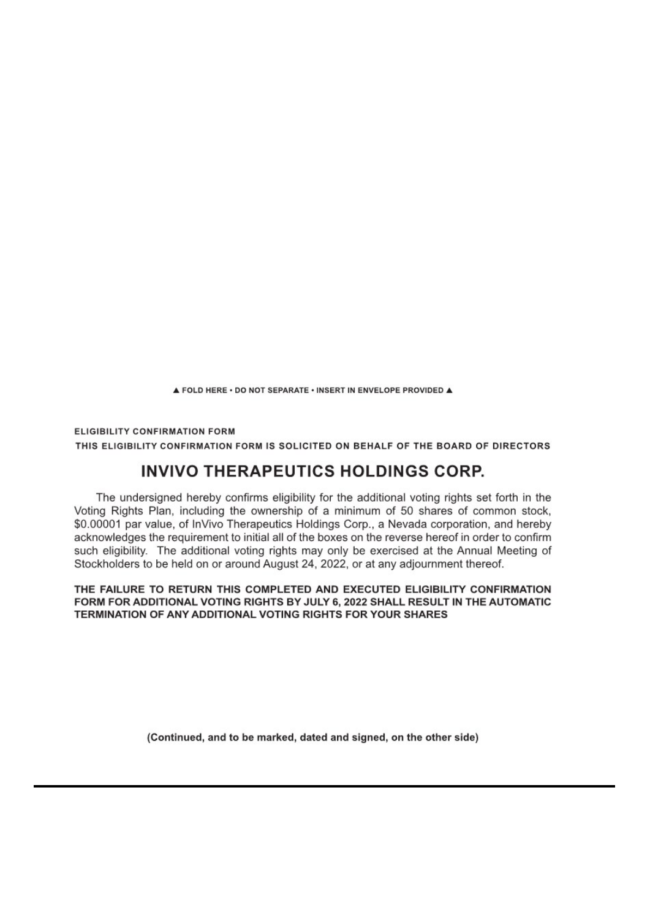▲ FOLD HERE • DO NOT SEPARATE • INSERT IN ENVELOPE PROVIDED ▲

**ELIGIBILITY CONFIRMATION FORM**

**THIS ELIGIBILITY CONFIRMATION FORM IS SOLICITED ON BEHALF OF THE BOARD OF DIRECTORS**

# INVIVO THERAPEUTICS HOLDINGS CORP.

The undersigned hereby confirms eligibility for the additional voting rights set forth in the Voting Rights Plan, including the ownership of a minimum of 50 shares of common stock, $0.00001 par value, of InVivo Therapeutics Holdings Corp., a Nevada corporation, and hereby acknowledges the requirement to initial all of the boxes on the reverse hereof in order to confirm such eligibility. The additional voting rights may only be exercised at the Annual Meeting of Stockholders to be held on or around August 24, 2022, or at any adjournment thereof.

**THE FAILURE TO RETURN THIS COMPLETED AND EXECUTED ELIGIBILITY CONFIRMATION FORM FOR ADDITIONAL VOTING RIGHTS BY JULY 6, 2022 SHALL RESULT IN THE AUTOMATIC TERMINATION OF ANY ADDITIONAL VOTING RIGHTS FOR YOUR SHARES**

**(Continued, and to be marked, dated and signed, on the other side)**